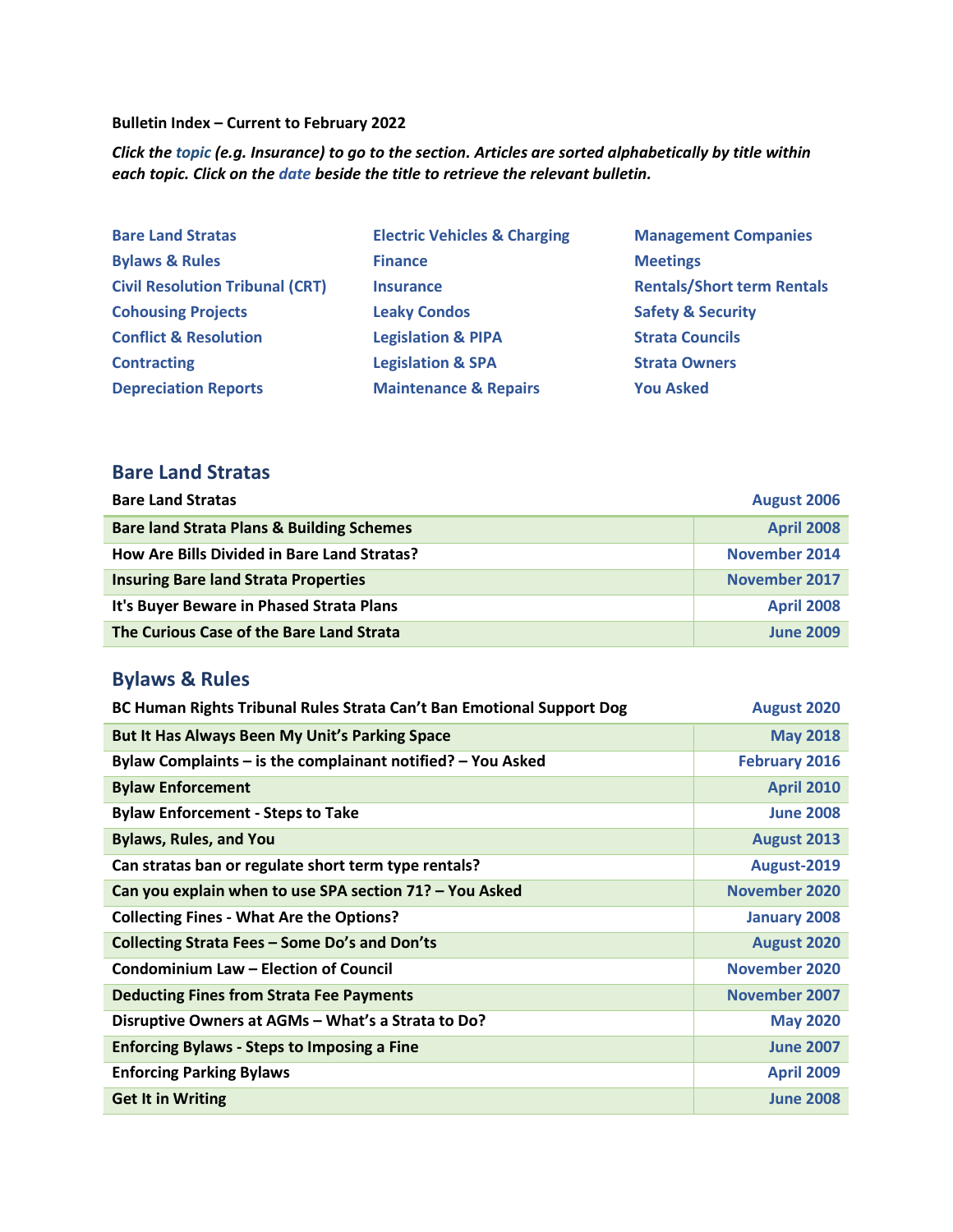**Bulletin Index – Current to February 2022**

***Click the topic (e.g. Insurance) to go to the section. Articles are sorted alphabetically by title within each topic. Click on the date beside the title to retrieve the relevant bulletin.***

| | | |
|---|---|---|
| Bare Land Stratas | Electric Vehicles & Charging | Management Companies |
| Bylaws & Rules | Finance | Meetings |
| Civil Resolution Tribunal (CRT) | Insurance | Rentals/Short term Rentals |
| Cohousing Projects | Leaky Condos | Safety & Security |
| Conflict & Resolution | Legislation & PIPA | Strata Councils |
| Contracting | Legislation & SPA | Strata Owners |
| Depreciation Reports | Maintenance & Repairs | You Asked |

## Bare Land Stratas

| Title | Date |
|---|---|
| Bare Land Stratas | August 2006 |
| Bare land Strata Plans & Building Schemes | April 2008 |
| How Are Bills Divided in Bare Land Stratas? | November 2014 |
| Insuring Bare land Strata Properties | November 2017 |
| It's Buyer Beware in Phased Strata Plans | April 2008 |
| The Curious Case of the Bare Land Strata | June 2009 |

## Bylaws & Rules

| Title | Date |
|---|---|
| BC Human Rights Tribunal Rules Strata Can't Ban Emotional Support Dog | August 2020 |
| But It Has Always Been My Unit's Parking Space | May 2018 |
| Bylaw Complaints – is the complainant notified? – You Asked | February 2016 |
| Bylaw Enforcement | April 2010 |
| Bylaw Enforcement - Steps to Take | June 2008 |
| Bylaws, Rules, and You | August 2013 |
| Can stratas ban or regulate short term type rentals? | August-2019 |
| Can you explain when to use SPA section 71? – You Asked | November 2020 |
| Collecting Fines - What Are the Options? | January 2008 |
| Collecting Strata Fees – Some Do's and Don'ts | August 2020 |
| Condominium Law – Election of Council | November 2020 |
| Deducting Fines from Strata Fee Payments | November 2007 |
| Disruptive Owners at AGMs – What's a Strata to Do? | May 2020 |
| Enforcing Bylaws - Steps to Imposing a Fine | June 2007 |
| Enforcing Parking Bylaws | April 2009 |
| Get It in Writing | June 2008 |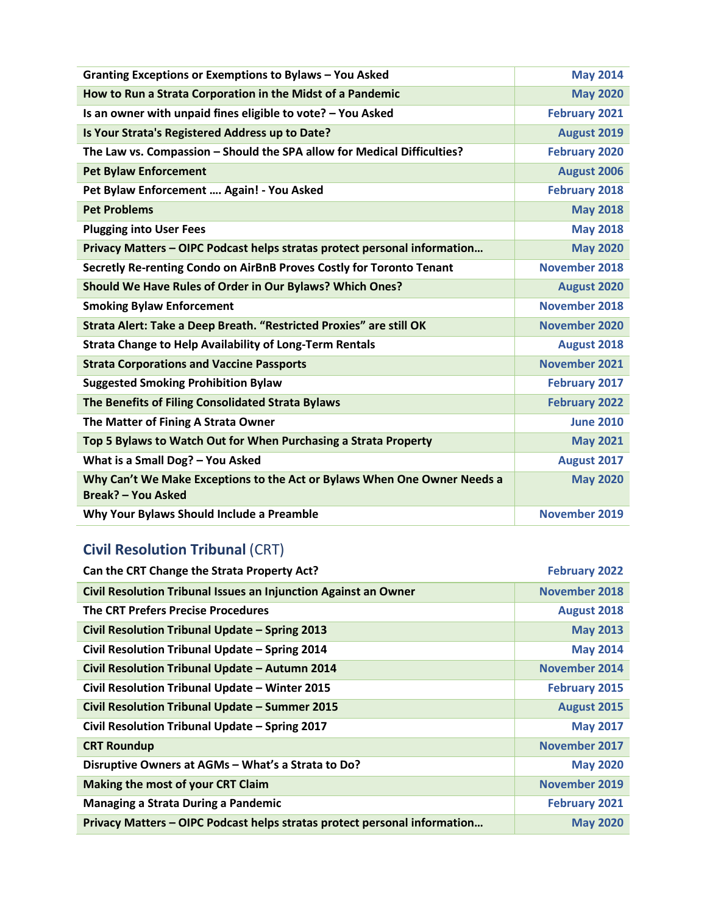| | |
|---|---|
| Granting Exceptions or Exemptions to Bylaws – You Asked | May 2014 |
| How to Run a Strata Corporation in the Midst of a Pandemic | May 2020 |
| Is an owner with unpaid fines eligible to vote? – You Asked | February 2021 |
| Is Your Strata's Registered Address up to Date? | August 2019 |
| The Law vs. Compassion – Should the SPA allow for Medical Difficulties? | February 2020 |
| Pet Bylaw Enforcement | August 2006 |
| Pet Bylaw Enforcement …. Again! - You Asked | February 2018 |
| Pet Problems | May 2018 |
| Plugging into User Fees | May 2018 |
| Privacy Matters – OIPC Podcast helps stratas protect personal information… | May 2020 |
| Secretly Re-renting Condo on AirBnB Proves Costly for Toronto Tenant | November 2018 |
| Should We Have Rules of Order in Our Bylaws? Which Ones? | August 2020 |
| Smoking Bylaw Enforcement | November 2018 |
| Strata Alert: Take a Deep Breath. “Restricted Proxies” are still OK | November 2020 |
| Strata Change to Help Availability of Long-Term Rentals | August 2018 |
| Strata Corporations and Vaccine Passports | November 2021 |
| Suggested Smoking Prohibition Bylaw | February 2017 |
| The Benefits of Filing Consolidated Strata Bylaws | February 2022 |
| The Matter of Fining A Strata Owner | June 2010 |
| Top 5 Bylaws to Watch Out for When Purchasing a Strata Property | May 2021 |
| What is a Small Dog? – You Asked | August 2017 |
| Why Can’t We Make Exceptions to the Act or Bylaws When One Owner Needs a Break? – You Asked | May 2020 |
| Why Your Bylaws Should Include a Preamble | November 2019 |

## Civil Resolution Tribunal (CRT)

| | |
|---|---|
| Can the CRT Change the Strata Property Act? | February 2022 |
| Civil Resolution Tribunal Issues an Injunction Against an Owner | November 2018 |
| The CRT Prefers Precise Procedures | August 2018 |
| Civil Resolution Tribunal Update – Spring 2013 | May 2013 |
| Civil Resolution Tribunal Update – Spring 2014 | May 2014 |
| Civil Resolution Tribunal Update – Autumn 2014 | November 2014 |
| Civil Resolution Tribunal Update – Winter 2015 | February 2015 |
| Civil Resolution Tribunal Update – Summer 2015 | August 2015 |
| Civil Resolution Tribunal Update – Spring 2017 | May 2017 |
| CRT Roundup | November 2017 |
| Disruptive Owners at AGMs – What’s a Strata to Do? | May 2020 |
| Making the most of your CRT Claim | November 2019 |
| Managing a Strata During a Pandemic | February 2021 |
| Privacy Matters – OIPC Podcast helps stratas protect personal information… | May 2020 |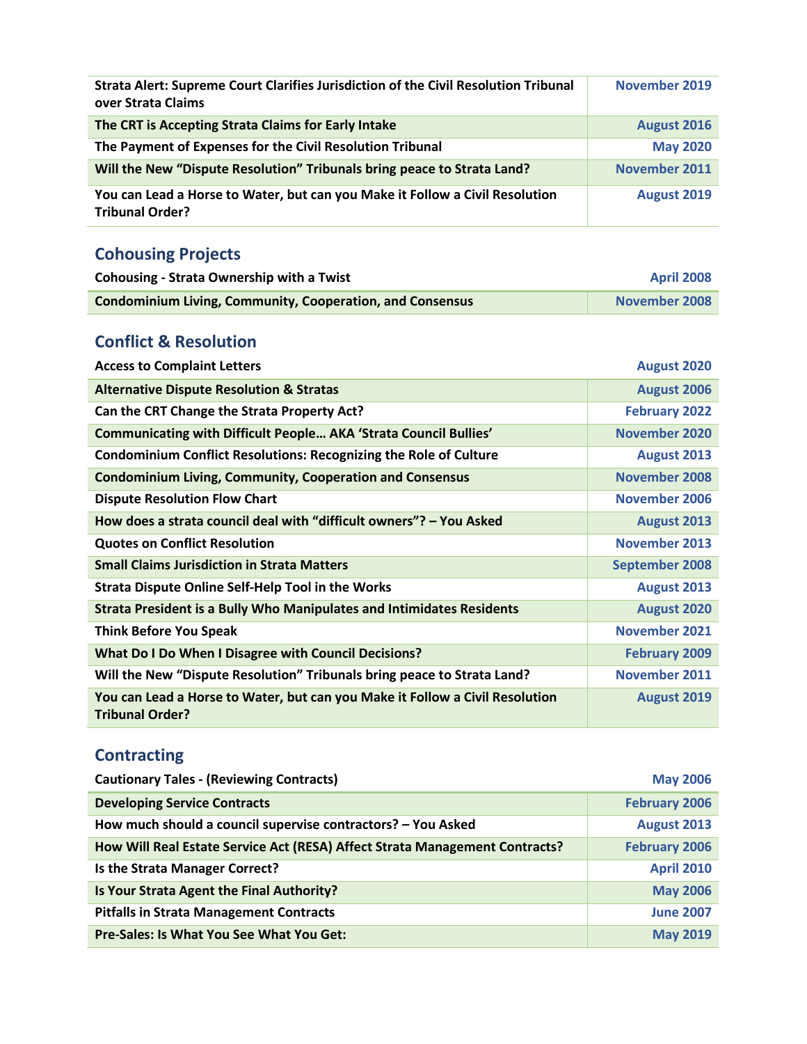| | |
|---|---|
| Strata Alert: Supreme Court Clarifies Jurisdiction of the Civil Resolution Tribunal over Strata Claims | November 2019 |
| The CRT is Accepting Strata Claims for Early Intake | August 2016 |
| The Payment of Expenses for the Civil Resolution Tribunal | May 2020 |
| Will the New "Dispute Resolution" Tribunals bring peace to Strata Land? | November 2011 |
| You can Lead a Horse to Water, but can you Make it Follow a Civil Resolution Tribunal Order? | August 2019 |

## Cohousing Projects

| Cohousing - Strata Ownership with a Twist | April 2008 |
|---|---|
| Condominium Living, Community, Cooperation, and Consensus | November 2008 |

## Conflict & Resolution

| Access to Complaint Letters | August 2020 |
|---|---|
| Alternative Dispute Resolution & Stratas | August 2006 |
| Can the CRT Change the Strata Property Act? | February 2022 |
| Communicating with Difficult People… AKA 'Strata Council Bullies' | November 2020 |
| Condominium Conflict Resolutions: Recognizing the Role of Culture | August 2013 |
| Condominium Living, Community, Cooperation and Consensus | November 2008 |
| Dispute Resolution Flow Chart | November 2006 |
| How does a strata council deal with "difficult owners"? – You Asked | August 2013 |
| Quotes on Conflict Resolution | November 2013 |
| Small Claims Jurisdiction in Strata Matters | September 2008 |
| Strata Dispute Online Self-Help Tool in the Works | August 2013 |
| Strata President is a Bully Who Manipulates and Intimidates Residents | August 2020 |
| Think Before You Speak | November 2021 |
| What Do I Do When I Disagree with Council Decisions? | February 2009 |
| Will the New "Dispute Resolution" Tribunals bring peace to Strata Land? | November 2011 |
| You can Lead a Horse to Water, but can you Make it Follow a Civil Resolution Tribunal Order? | August 2019 |

## Contracting

| Cautionary Tales - (Reviewing Contracts) | May 2006 |
|---|---|
| Developing Service Contracts | February 2006 |
| How much should a council supervise contractors? – You Asked | August 2013 |
| How Will Real Estate Service Act (RESA) Affect Strata Management Contracts? | February 2006 |
| Is the Strata Manager Correct? | April 2010 |
| Is Your Strata Agent the Final Authority? | May 2006 |
| Pitfalls in Strata Management Contracts | June 2007 |
| Pre-Sales: Is What You See What You Get: | May 2019 |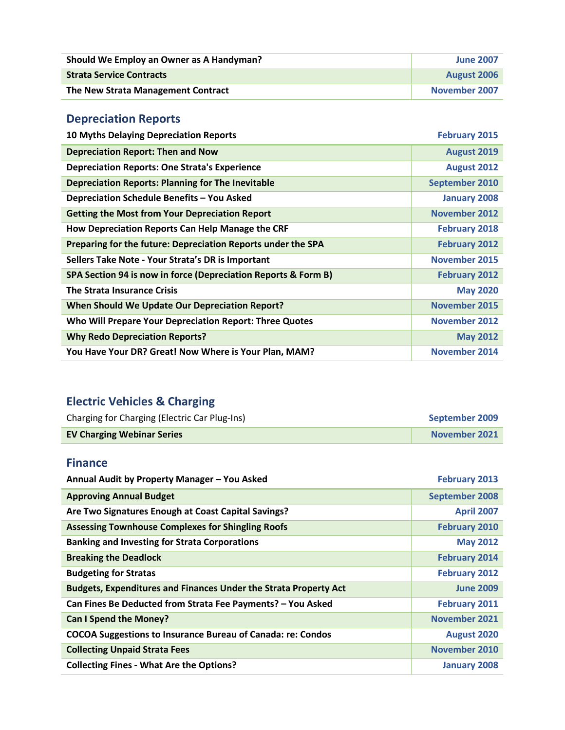| | |
|---|---|
| **Should We Employ an Owner as A Handyman?** | **June 2007** |
| **Strata Service Contracts** | **August 2006** |
| **The New Strata Management Contract** | **November 2007** |

## Depreciation Reports

| | |
|---|---|
| **10 Myths Delaying Depreciation Reports** | **February 2015** |
| **Depreciation Report: Then and Now** | **August 2019** |
| **Depreciation Reports: One Strata's Experience** | **August 2012** |
| **Depreciation Reports: Planning for The Inevitable** | **September 2010** |
| **Depreciation Schedule Benefits – You Asked** | **January 2008** |
| **Getting the Most from Your Depreciation Report** | **November 2012** |
| **How Depreciation Reports Can Help Manage the CRF** | **February 2018** |
| **Preparing for the future: Depreciation Reports under the SPA** | **February 2012** |
| **Sellers Take Note - Your Strata's DR is Important** | **November 2015** |
| **SPA Section 94 is now in force (Depreciation Reports & Form B)** | **February 2012** |
| **The Strata Insurance Crisis** | **May 2020** |
| **When Should We Update Our Depreciation Report?** | **November 2015** |
| **Who Will Prepare Your Depreciation Report: Three Quotes** | **November 2012** |
| **Why Redo Depreciation Reports?** | **May 2012** |
| **You Have Your DR? Great! Now Where is Your Plan, MAM?** | **November 2014** |

## Electric Vehicles & Charging

| | |
|---|---|
| Charging for Charging (Electric Car Plug-Ins) | **September 2009** |
| **EV Charging Webinar Series** | **November 2021** |

## Finance

| | |
|---|---|
| **Annual Audit by Property Manager – You Asked** | **February 2013** |
| **Approving Annual Budget** | **September 2008** |
| **Are Two Signatures Enough at Coast Capital Savings?** | **April 2007** |
| **Assessing Townhouse Complexes for Shingling Roofs** | **February 2010** |
| **Banking and Investing for Strata Corporations** | **May 2012** |
| **Breaking the Deadlock** | **February 2014** |
| **Budgeting for Stratas** | **February 2012** |
| **Budgets, Expenditures and Finances Under the Strata Property Act** | **June 2009** |
| **Can Fines Be Deducted from Strata Fee Payments? – You Asked** | **February 2011** |
| **Can I Spend the Money?** | **November 2021** |
| **COCOA Suggestions to Insurance Bureau of Canada: re: Condos** | **August 2020** |
| **Collecting Unpaid Strata Fees** | **November 2010** |
| **Collecting Fines - What Are the Options?** | **January 2008** |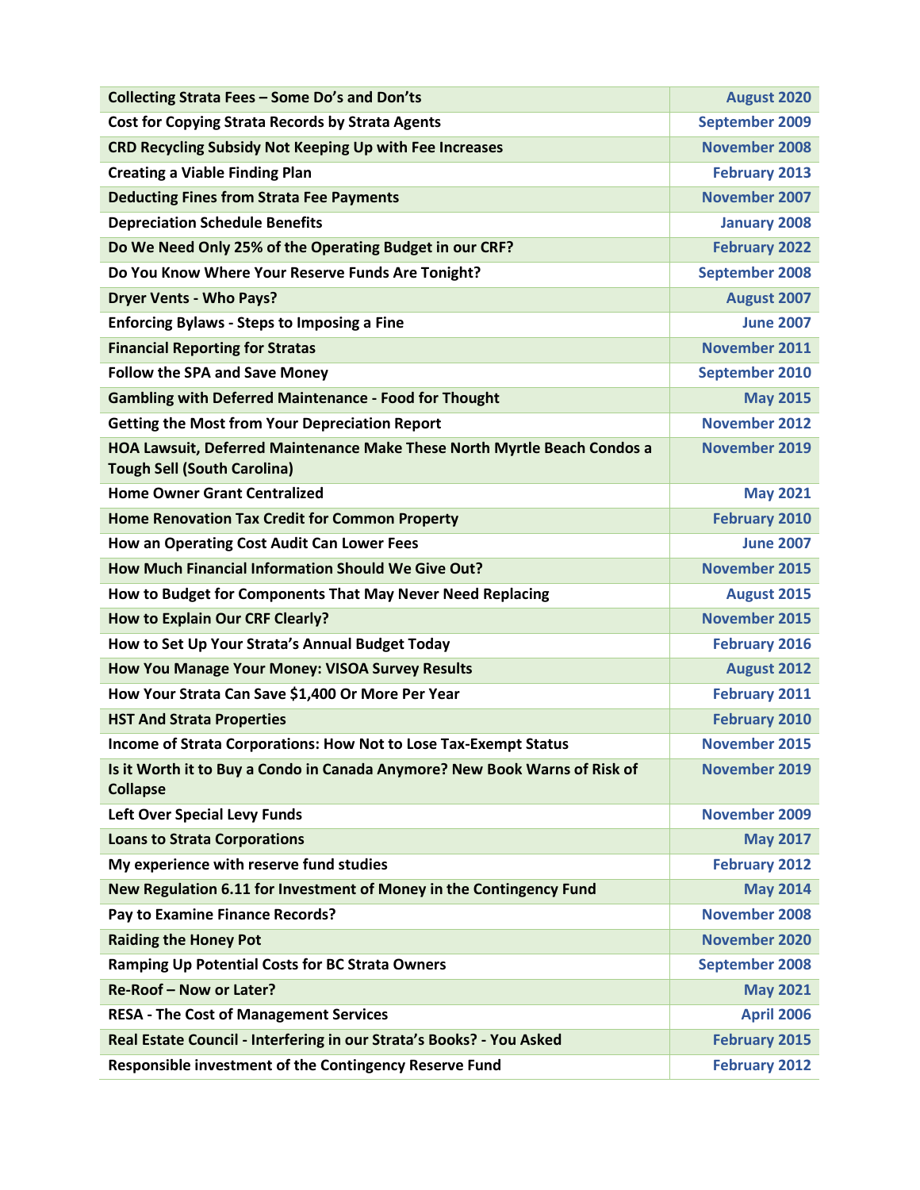| Collecting Strata Fees – Some Do's and Don'ts | August 2020 |
|---|---|
| Cost for Copying Strata Records by Strata Agents | September 2009 |
| CRD Recycling Subsidy Not Keeping Up with Fee Increases | November 2008 |
| Creating a Viable Finding Plan | February 2013 |
| Deducting Fines from Strata Fee Payments | November 2007 |
| Depreciation Schedule Benefits | January 2008 |
| Do We Need Only 25% of the Operating Budget in our CRF? | February 2022 |
| Do You Know Where Your Reserve Funds Are Tonight? | September 2008 |
| Dryer Vents - Who Pays? | August 2007 |
| Enforcing Bylaws - Steps to Imposing a Fine | June 2007 |
| Financial Reporting for Stratas | November 2011 |
| Follow the SPA and Save Money | September 2010 |
| Gambling with Deferred Maintenance - Food for Thought | May 2015 |
| Getting the Most from Your Depreciation Report | November 2012 |
| HOA Lawsuit, Deferred Maintenance Make These North Myrtle Beach Condos a Tough Sell (South Carolina) | November 2019 |
| Home Owner Grant Centralized | May 2021 |
| Home Renovation Tax Credit for Common Property | February 2010 |
| How an Operating Cost Audit Can Lower Fees | June 2007 |
| How Much Financial Information Should We Give Out? | November 2015 |
| How to Budget for Components That May Never Need Replacing | August 2015 |
| How to Explain Our CRF Clearly? | November 2015 |
| How to Set Up Your Strata's Annual Budget Today | February 2016 |
| How You Manage Your Money: VISOA Survey Results | August 2012 |
| How Your Strata Can Save $1,400 Or More Per Year | February 2011 |
| HST And Strata Properties | February 2010 |
| Income of Strata Corporations: How Not to Lose Tax-Exempt Status | November 2015 |
| Is it Worth it to Buy a Condo in Canada Anymore? New Book Warns of Risk of Collapse | November 2019 |
| Left Over Special Levy Funds | November 2009 |
| Loans to Strata Corporations | May 2017 |
| My experience with reserve fund studies | February 2012 |
| New Regulation 6.11 for Investment of Money in the Contingency Fund | May 2014 |
| Pay to Examine Finance Records? | November 2008 |
| Raiding the Honey Pot | November 2020 |
| Ramping Up Potential Costs for BC Strata Owners | September 2008 |
| Re-Roof – Now or Later? | May 2021 |
| RESA - The Cost of Management Services | April 2006 |
| Real Estate Council - Interfering in our Strata's Books? - You Asked | February 2015 |
| Responsible investment of the Contingency Reserve Fund | February 2012 |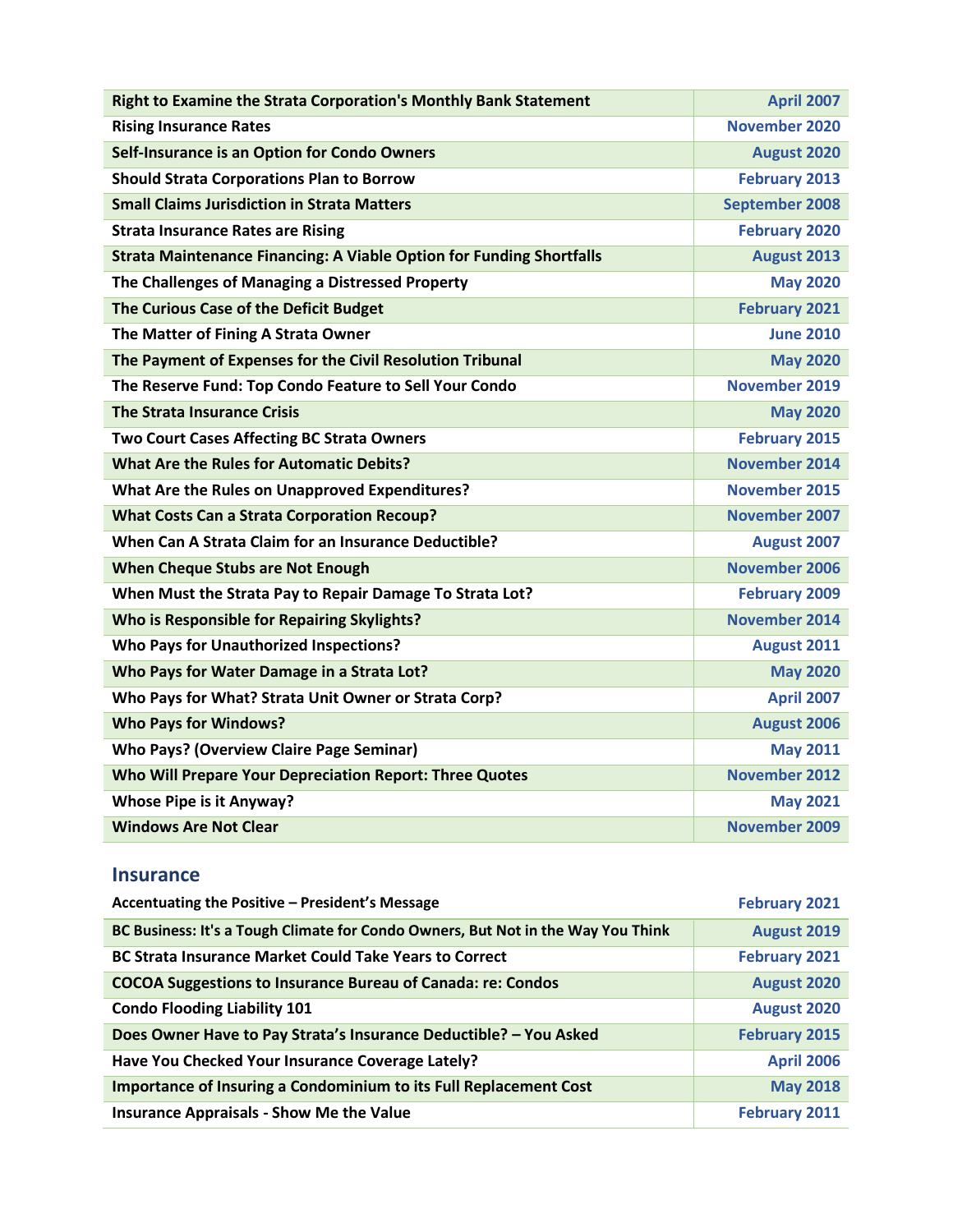| Right to Examine the Strata Corporation's Monthly Bank Statement | April 2007 |
|---|---|
| Rising Insurance Rates | November 2020 |
| Self-Insurance is an Option for Condo Owners | August 2020 |
| Should Strata Corporations Plan to Borrow | February 2013 |
| Small Claims Jurisdiction in Strata Matters | September 2008 |
| Strata Insurance Rates are Rising | February 2020 |
| Strata Maintenance Financing: A Viable Option for Funding Shortfalls | August 2013 |
| The Challenges of Managing a Distressed Property | May 2020 |
| The Curious Case of the Deficit Budget | February 2021 |
| The Matter of Fining A Strata Owner | June 2010 |
| The Payment of Expenses for the Civil Resolution Tribunal | May 2020 |
| The Reserve Fund: Top Condo Feature to Sell Your Condo | November 2019 |
| The Strata Insurance Crisis | May 2020 |
| Two Court Cases Affecting BC Strata Owners | February 2015 |
| What Are the Rules for Automatic Debits? | November 2014 |
| What Are the Rules on Unapproved Expenditures? | November 2015 |
| What Costs Can a Strata Corporation Recoup? | November 2007 |
| When Can A Strata Claim for an Insurance Deductible? | August 2007 |
| When Cheque Stubs are Not Enough | November 2006 |
| When Must the Strata Pay to Repair Damage To Strata Lot? | February 2009 |
| Who is Responsible for Repairing Skylights? | November 2014 |
| Who Pays for Unauthorized Inspections? | August 2011 |
| Who Pays for Water Damage in a Strata Lot? | May 2020 |
| Who Pays for What? Strata Unit Owner or Strata Corp? | April 2007 |
| Who Pays for Windows? | August 2006 |
| Who Pays? (Overview Claire Page Seminar) | May 2011 |
| Who Will Prepare Your Depreciation Report: Three Quotes | November 2012 |
| Whose Pipe is it Anyway? | May 2021 |
| Windows Are Not Clear | November 2009 |

## Insurance

| Accentuating the Positive – President's Message | February 2021 |
|---|---|
| BC Business: It's a Tough Climate for Condo Owners, But Not in the Way You Think | August 2019 |
| BC Strata Insurance Market Could Take Years to Correct | February 2021 |
| COCOA Suggestions to Insurance Bureau of Canada: re: Condos | August 2020 |
| Condo Flooding Liability 101 | August 2020 |
| Does Owner Have to Pay Strata's Insurance Deductible? – You Asked | February 2015 |
| Have You Checked Your Insurance Coverage Lately? | April 2006 |
| Importance of Insuring a Condominium to its Full Replacement Cost | May 2018 |
| Insurance Appraisals - Show Me the Value | February 2011 |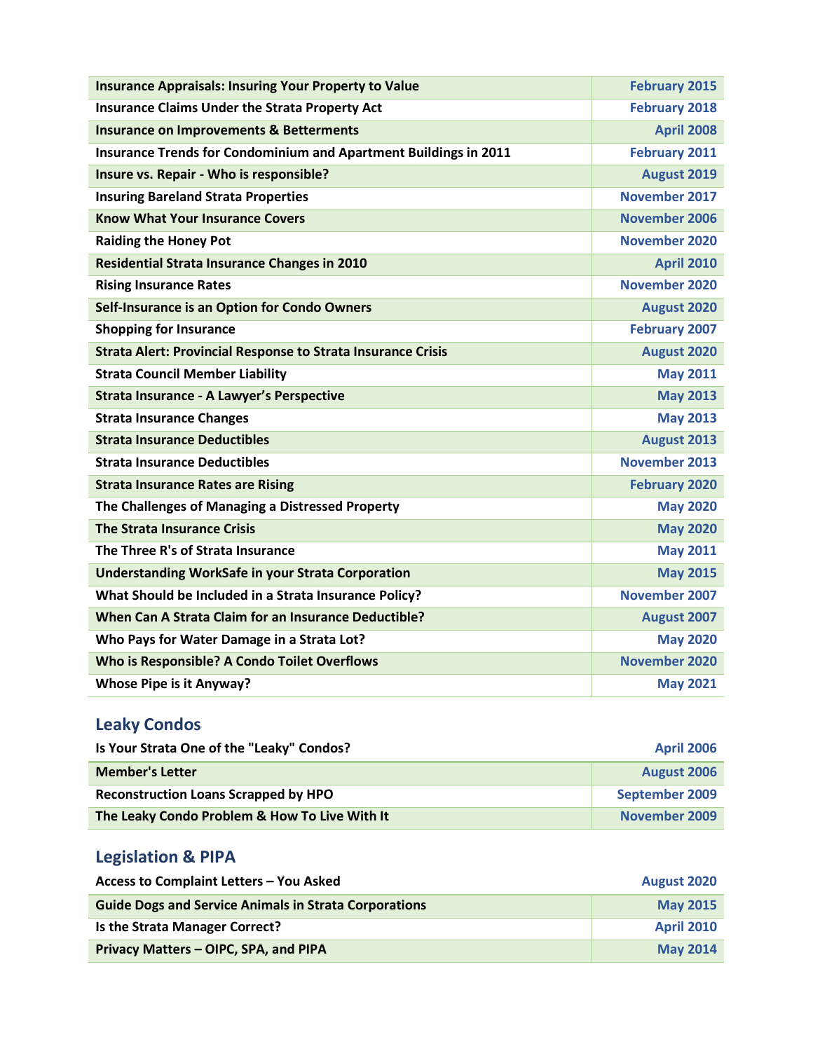| | |
|---|---|
| **Insurance Appraisals: Insuring Your Property to Value** | **February 2015** |
| **Insurance Claims Under the Strata Property Act** | **February 2018** |
| **Insurance on Improvements & Betterments** | **April 2008** |
| **Insurance Trends for Condominium and Apartment Buildings in 2011** | **February 2011** |
| **Insure vs. Repair - Who is responsible?** | **August 2019** |
| **Insuring Bareland Strata Properties** | **November 2017** |
| **Know What Your Insurance Covers** | **November 2006** |
| **Raiding the Honey Pot** | **November 2020** |
| **Residential Strata Insurance Changes in 2010** | **April 2010** |
| **Rising Insurance Rates** | **November 2020** |
| **Self-Insurance is an Option for Condo Owners** | **August 2020** |
| **Shopping for Insurance** | **February 2007** |
| **Strata Alert: Provincial Response to Strata Insurance Crisis** | **August 2020** |
| **Strata Council Member Liability** | **May 2011** |
| **Strata Insurance - A Lawyer's Perspective** | **May 2013** |
| **Strata Insurance Changes** | **May 2013** |
| **Strata Insurance Deductibles** | **August 2013** |
| **Strata Insurance Deductibles** | **November 2013** |
| **Strata Insurance Rates are Rising** | **February 2020** |
| **The Challenges of Managing a Distressed Property** | **May 2020** |
| **The Strata Insurance Crisis** | **May 2020** |
| **The Three R's of Strata Insurance** | **May 2011** |
| **Understanding WorkSafe in your Strata Corporation** | **May 2015** |
| **What Should be Included in a Strata Insurance Policy?** | **November 2007** |
| **When Can A Strata Claim for an Insurance Deductible?** | **August 2007** |
| **Who Pays for Water Damage in a Strata Lot?** | **May 2020** |
| **Who is Responsible? A Condo Toilet Overflows** | **November 2020** |
| **Whose Pipe is it Anyway?** | **May 2021** |

## Leaky Condos

| | |
|---|---|
| **Is Your Strata One of the "Leaky" Condos?** | **April 2006** |
| **Member's Letter** | **August 2006** |
| **Reconstruction Loans Scrapped by HPO** | **September 2009** |
| **The Leaky Condo Problem & How To Live With It** | **November 2009** |

## Legislation & PIPA

| | |
|---|---|
| **Access to Complaint Letters – You Asked** | **August 2020** |
| **Guide Dogs and Service Animals in Strata Corporations** | **May 2015** |
| **Is the Strata Manager Correct?** | **April 2010** |
| **Privacy Matters – OIPC, SPA, and PIPA** | **May 2014** |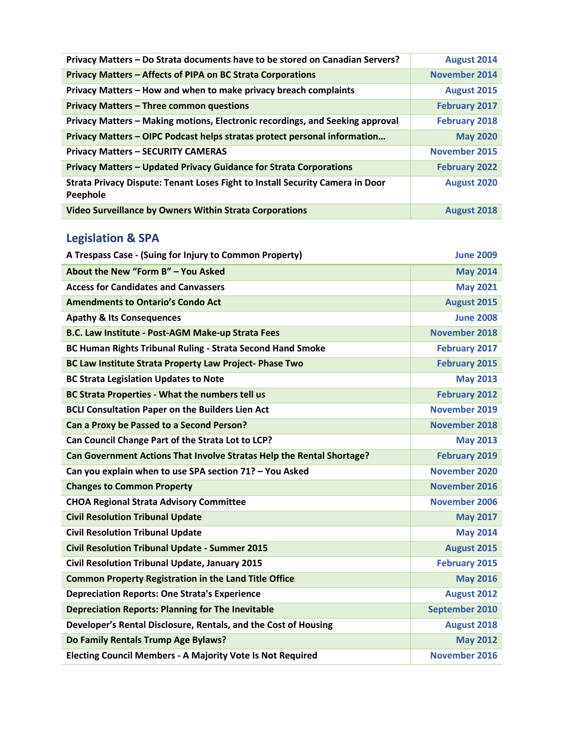| | |
|---|---|
| **Privacy Matters – Do Strata documents have to be stored on Canadian Servers?** | **August 2014** |
| **Privacy Matters – Affects of PIPA on BC Strata Corporations** | **November 2014** |
| **Privacy Matters – How and when to make privacy breach complaints** | **August 2015** |
| **Privacy Matters – Three common questions** | **February 2017** |
| **Privacy Matters – Making motions, Electronic recordings, and Seeking approval** | **February 2018** |
| **Privacy Matters – OIPC Podcast helps stratas protect personal information…** | **May 2020** |
| **Privacy Matters – SECURITY CAMERAS** | **November 2015** |
| **Privacy Matters – Updated Privacy Guidance for Strata Corporations** | **February 2022** |
| **Strata Privacy Dispute: Tenant Loses Fight to Install Security Camera in Door Peephole** | **August 2020** |
| **Video Surveillance by Owners Within Strata Corporations** | **August 2018** |

## Legislation & SPA

| | |
|---|---|
| **A Trespass Case - (Suing for Injury to Common Property)** | **June 2009** |
| **About the New "Form B" – You Asked** | **May 2014** |
| **Access for Candidates and Canvassers** | **May 2021** |
| **Amendments to Ontario's Condo Act** | **August 2015** |
| **Apathy & Its Consequences** | **June 2008** |
| **B.C. Law Institute - Post-AGM Make-up Strata Fees** | **November 2018** |
| **BC Human Rights Tribunal Ruling - Strata Second Hand Smoke** | **February 2017** |
| **BC Law Institute Strata Property Law Project- Phase Two** | **February 2015** |
| **BC Strata Legislation Updates to Note** | **May 2013** |
| **BC Strata Properties - What the numbers tell us** | **February 2012** |
| **BCLI Consultation Paper on the Builders Lien Act** | **November 2019** |
| **Can a Proxy be Passed to a Second Person?** | **November 2018** |
| **Can Council Change Part of the Strata Lot to LCP?** | **May 2013** |
| **Can Government Actions That Involve Stratas Help the Rental Shortage?** | **February 2019** |
| **Can you explain when to use SPA section 71? – You Asked** | **November 2020** |
| **Changes to Common Property** | **November 2016** |
| **CHOA Regional Strata Advisory Committee** | **November 2006** |
| **Civil Resolution Tribunal Update** | **May 2017** |
| **Civil Resolution Tribunal Update** | **May 2014** |
| **Civil Resolution Tribunal Update - Summer 2015** | **August 2015** |
| **Civil Resolution Tribunal Update, January 2015** | **February 2015** |
| **Common Property Registration in the Land Title Office** | **May 2016** |
| **Depreciation Reports: One Strata's Experience** | **August 2012** |
| **Depreciation Reports: Planning for The Inevitable** | **September 2010** |
| **Developer's Rental Disclosure, Rentals, and the Cost of Housing** | **August 2018** |
| **Do Family Rentals Trump Age Bylaws?** | **May 2012** |
| **Electing Council Members - A Majority Vote Is Not Required** | **November 2016** |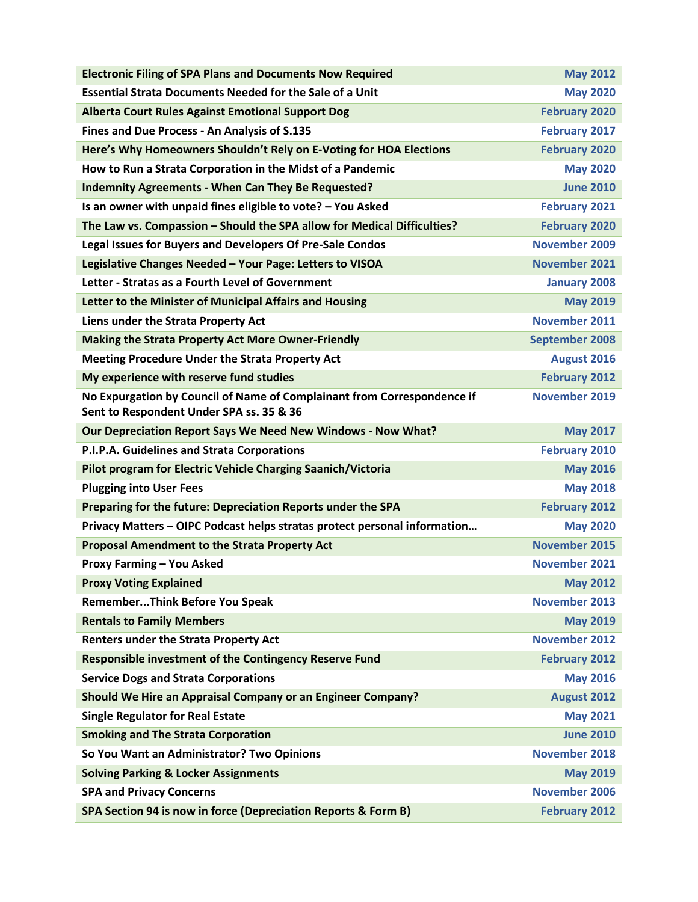| | |
|---|---|
| **Electronic Filing of SPA Plans and Documents Now Required** | **May 2012** |
| **Essential Strata Documents Needed for the Sale of a Unit** | **May 2020** |
| **Alberta Court Rules Against Emotional Support Dog** | **February 2020** |
| **Fines and Due Process - An Analysis of S.135** | **February 2017** |
| **Here's Why Homeowners Shouldn't Rely on E-Voting for HOA Elections** | **February 2020** |
| **How to Run a Strata Corporation in the Midst of a Pandemic** | **May 2020** |
| **Indemnity Agreements - When Can They Be Requested?** | **June 2010** |
| **Is an owner with unpaid fines eligible to vote? – You Asked** | **February 2021** |
| **The Law vs. Compassion – Should the SPA allow for Medical Difficulties?** | **February 2020** |
| **Legal Issues for Buyers and Developers Of Pre-Sale Condos** | **November 2009** |
| **Legislative Changes Needed – Your Page: Letters to VISOA** | **November 2021** |
| **Letter - Stratas as a Fourth Level of Government** | **January 2008** |
| **Letter to the Minister of Municipal Affairs and Housing** | **May 2019** |
| **Liens under the Strata Property Act** | **November 2011** |
| **Making the Strata Property Act More Owner-Friendly** | **September 2008** |
| **Meeting Procedure Under the Strata Property Act** | **August 2016** |
| **My experience with reserve fund studies** | **February 2012** |
| **No Expurgation by Council of Name of Complainant from Correspondence if Sent to Respondent Under SPA ss. 35 & 36** | **November 2019** |
| **Our Depreciation Report Says We Need New Windows - Now What?** | **May 2017** |
| **P.I.P.A. Guidelines and Strata Corporations** | **February 2010** |
| **Pilot program for Electric Vehicle Charging Saanich/Victoria** | **May 2016** |
| **Plugging into User Fees** | **May 2018** |
| **Preparing for the future: Depreciation Reports under the SPA** | **February 2012** |
| **Privacy Matters – OIPC Podcast helps stratas protect personal information…** | **May 2020** |
| **Proposal Amendment to the Strata Property Act** | **November 2015** |
| **Proxy Farming – You Asked** | **November 2021** |
| **Proxy Voting Explained** | **May 2012** |
| **Remember...Think Before You Speak** | **November 2013** |
| **Rentals to Family Members** | **May 2019** |
| **Renters under the Strata Property Act** | **November 2012** |
| **Responsible investment of the Contingency Reserve Fund** | **February 2012** |
| **Service Dogs and Strata Corporations** | **May 2016** |
| **Should We Hire an Appraisal Company or an Engineer Company?** | **August 2012** |
| **Single Regulator for Real Estate** | **May 2021** |
| **Smoking and The Strata Corporation** | **June 2010** |
| **So You Want an Administrator? Two Opinions** | **November 2018** |
| **Solving Parking & Locker Assignments** | **May 2019** |
| **SPA and Privacy Concerns** | **November 2006** |
| **SPA Section 94 is now in force (Depreciation Reports & Form B)** | **February 2012** |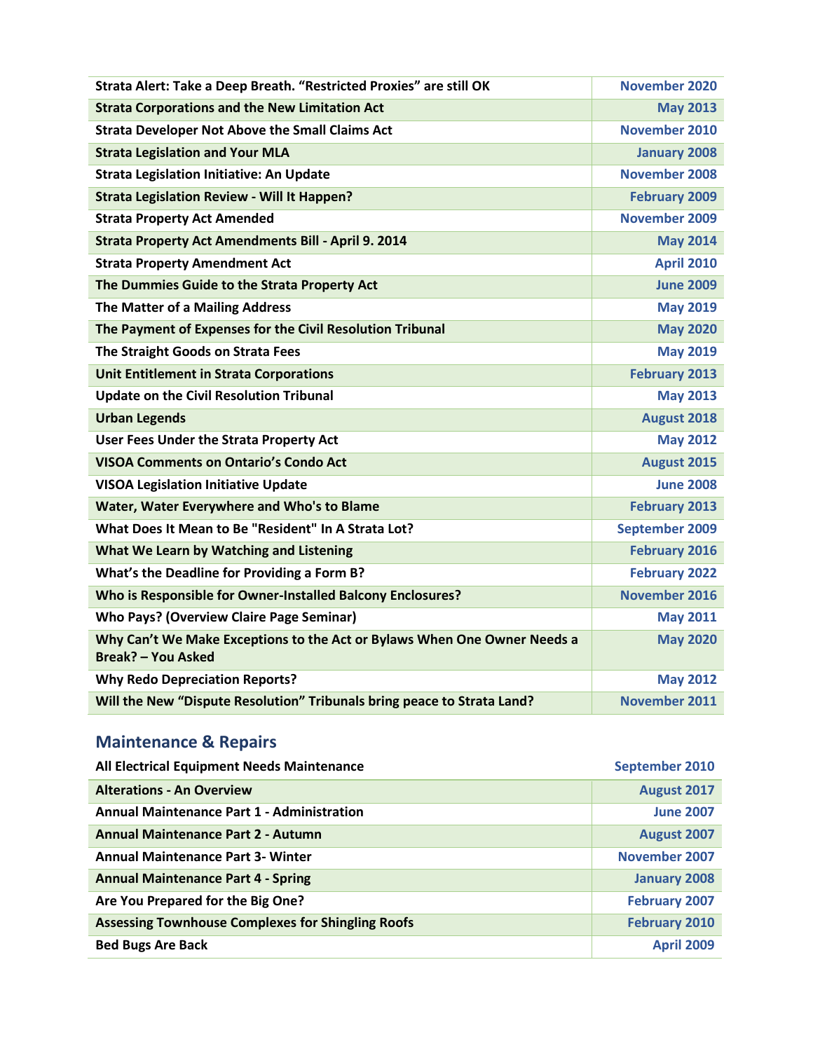| | |
|---|---|
| **Strata Alert: Take a Deep Breath. "Restricted Proxies" are still OK** | **November 2020** |
| **Strata Corporations and the New Limitation Act** | **May 2013** |
| **Strata Developer Not Above the Small Claims Act** | **November 2010** |
| **Strata Legislation and Your MLA** | **January 2008** |
| **Strata Legislation Initiative: An Update** | **November 2008** |
| **Strata Legislation Review - Will It Happen?** | **February 2009** |
| **Strata Property Act Amended** | **November 2009** |
| **Strata Property Act Amendments Bill - April 9. 2014** | **May 2014** |
| **Strata Property Amendment Act** | **April 2010** |
| **The Dummies Guide to the Strata Property Act** | **June 2009** |
| **The Matter of a Mailing Address** | **May 2019** |
| **The Payment of Expenses for the Civil Resolution Tribunal** | **May 2020** |
| **The Straight Goods on Strata Fees** | **May 2019** |
| **Unit Entitlement in Strata Corporations** | **February 2013** |
| **Update on the Civil Resolution Tribunal** | **May 2013** |
| **Urban Legends** | **August 2018** |
| **User Fees Under the Strata Property Act** | **May 2012** |
| **VISOA Comments on Ontario's Condo Act** | **August 2015** |
| **VISOA Legislation Initiative Update** | **June 2008** |
| **Water, Water Everywhere and Who's to Blame** | **February 2013** |
| **What Does It Mean to Be "Resident" In A Strata Lot?** | **September 2009** |
| **What We Learn by Watching and Listening** | **February 2016** |
| **What's the Deadline for Providing a Form B?** | **February 2022** |
| **Who is Responsible for Owner-Installed Balcony Enclosures?** | **November 2016** |
| **Who Pays? (Overview Claire Page Seminar)** | **May 2011** |
| **Why Can't We Make Exceptions to the Act or Bylaws When One Owner Needs a Break? – You Asked** | **May 2020** |
| **Why Redo Depreciation Reports?** | **May 2012** |
| **Will the New "Dispute Resolution" Tribunals bring peace to Strata Land?** | **November 2011** |

## Maintenance & Repairs

| | |
|---|---|
| **All Electrical Equipment Needs Maintenance** | **September 2010** |
| **Alterations - An Overview** | **August 2017** |
| **Annual Maintenance Part 1 - Administration** | **June 2007** |
| **Annual Maintenance Part 2 - Autumn** | **August 2007** |
| **Annual Maintenance Part 3- Winter** | **November 2007** |
| **Annual Maintenance Part 4 - Spring** | **January 2008** |
| **Are You Prepared for the Big One?** | **February 2007** |
| **Assessing Townhouse Complexes for Shingling Roofs** | **February 2010** |
| **Bed Bugs Are Back** | **April 2009** |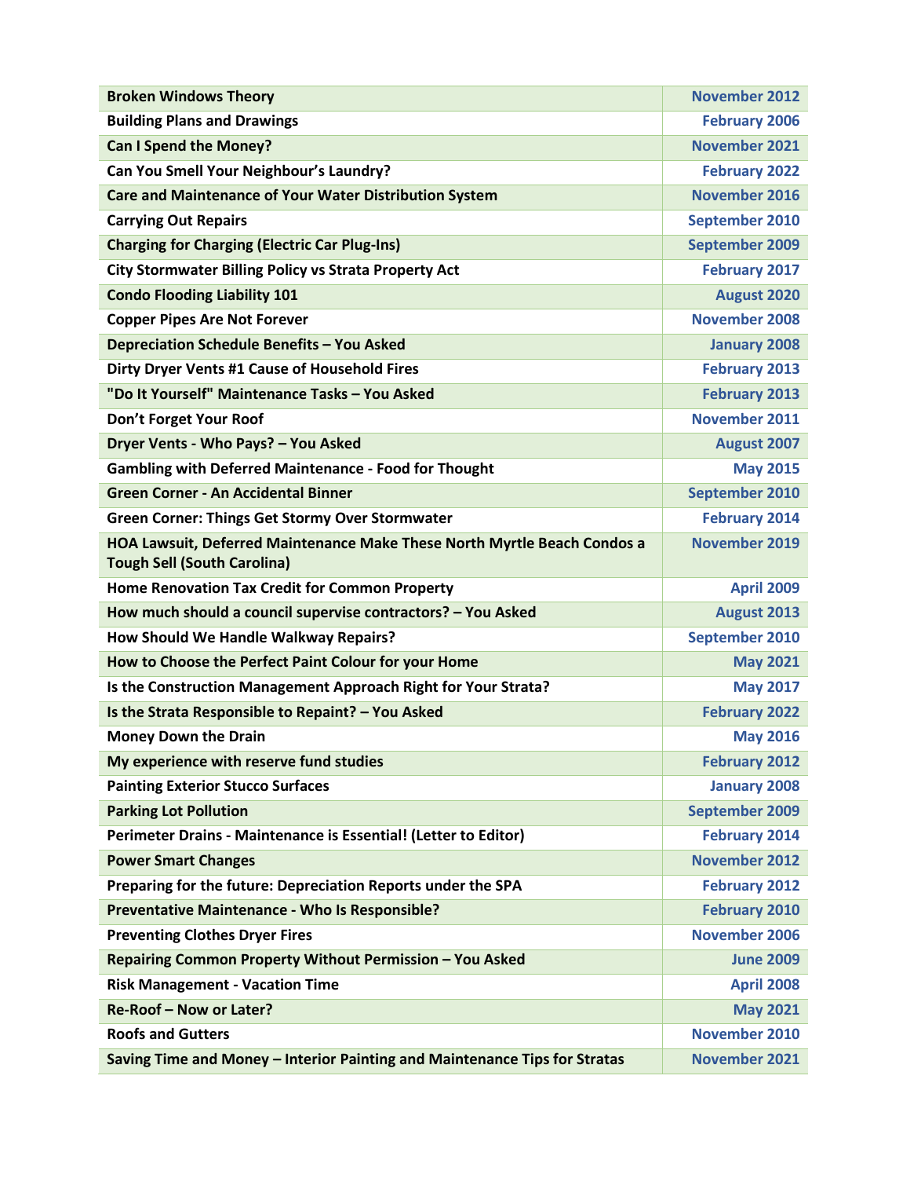| Broken Windows Theory | November 2012 |
|---|---|
| Building Plans and Drawings | February 2006 |
| Can I Spend the Money? | November 2021 |
| Can You Smell Your Neighbour's Laundry? | February 2022 |
| Care and Maintenance of Your Water Distribution System | November 2016 |
| Carrying Out Repairs | September 2010 |
| Charging for Charging (Electric Car Plug-Ins) | September 2009 |
| City Stormwater Billing Policy vs Strata Property Act | February 2017 |
| Condo Flooding Liability 101 | August 2020 |
| Copper Pipes Are Not Forever | November 2008 |
| Depreciation Schedule Benefits – You Asked | January 2008 |
| Dirty Dryer Vents #1 Cause of Household Fires | February 2013 |
| "Do It Yourself" Maintenance Tasks – You Asked | February 2013 |
| Don't Forget Your Roof | November 2011 |
| Dryer Vents - Who Pays? – You Asked | August 2007 |
| Gambling with Deferred Maintenance - Food for Thought | May 2015 |
| Green Corner - An Accidental Binner | September 2010 |
| Green Corner: Things Get Stormy Over Stormwater | February 2014 |
| HOA Lawsuit, Deferred Maintenance Make These North Myrtle Beach Condos a Tough Sell (South Carolina) | November 2019 |
| Home Renovation Tax Credit for Common Property | April 2009 |
| How much should a council supervise contractors? – You Asked | August 2013 |
| How Should We Handle Walkway Repairs? | September 2010 |
| How to Choose the Perfect Paint Colour for your Home | May 2021 |
| Is the Construction Management Approach Right for Your Strata? | May 2017 |
| Is the Strata Responsible to Repaint? – You Asked | February 2022 |
| Money Down the Drain | May 2016 |
| My experience with reserve fund studies | February 2012 |
| Painting Exterior Stucco Surfaces | January 2008 |
| Parking Lot Pollution | September 2009 |
| Perimeter Drains - Maintenance is Essential! (Letter to Editor) | February 2014 |
| Power Smart Changes | November 2012 |
| Preparing for the future: Depreciation Reports under the SPA | February 2012 |
| Preventative Maintenance - Who Is Responsible? | February 2010 |
| Preventing Clothes Dryer Fires | November 2006 |
| Repairing Common Property Without Permission – You Asked | June 2009 |
| Risk Management - Vacation Time | April 2008 |
| Re-Roof – Now or Later? | May 2021 |
| Roofs and Gutters | November 2010 |
| Saving Time and Money – Interior Painting and Maintenance Tips for Stratas | November 2021 |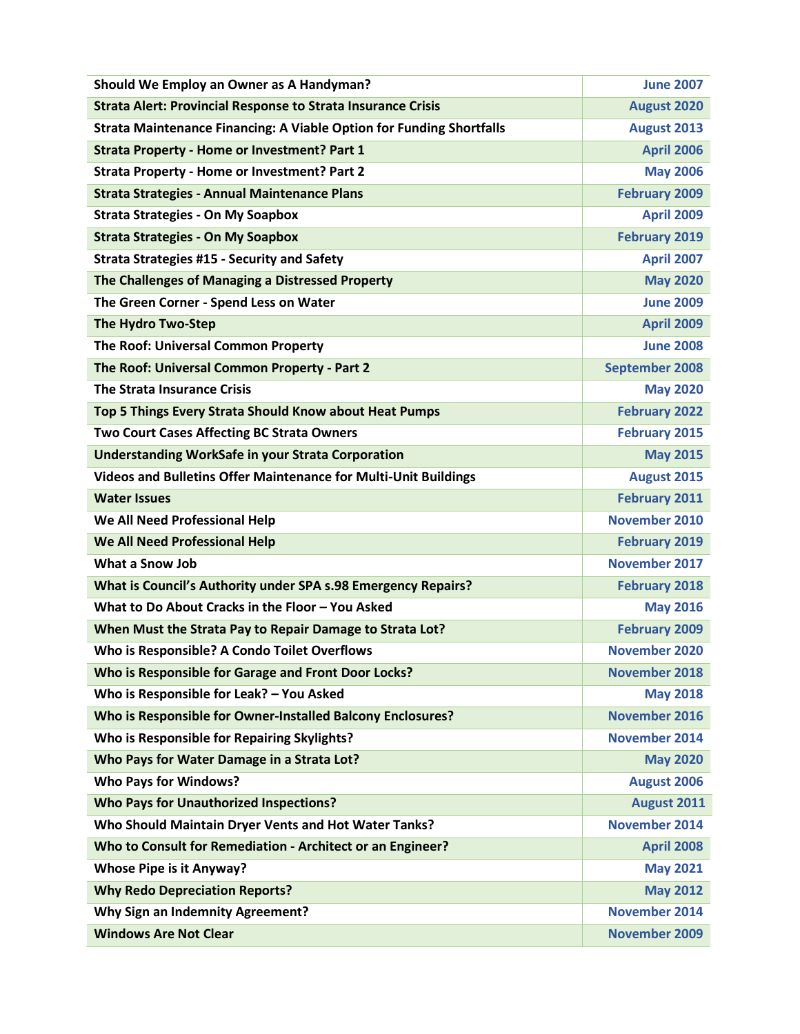| | |
|---|---|
| **Should We Employ an Owner as A Handyman?** | **June 2007** |
| **Strata Alert: Provincial Response to Strata Insurance Crisis** | **August 2020** |
| **Strata Maintenance Financing: A Viable Option for Funding Shortfalls** | **August 2013** |
| **Strata Property - Home or Investment? Part 1** | **April 2006** |
| **Strata Property - Home or Investment? Part 2** | **May 2006** |
| **Strata Strategies - Annual Maintenance Plans** | **February 2009** |
| **Strata Strategies - On My Soapbox** | **April 2009** |
| **Strata Strategies - On My Soapbox** | **February 2019** |
| **Strata Strategies #15 - Security and Safety** | **April 2007** |
| **The Challenges of Managing a Distressed Property** | **May 2020** |
| **The Green Corner - Spend Less on Water** | **June 2009** |
| **The Hydro Two-Step** | **April 2009** |
| **The Roof: Universal Common Property** | **June 2008** |
| **The Roof: Universal Common Property - Part 2** | **September 2008** |
| **The Strata Insurance Crisis** | **May 2020** |
| **Top 5 Things Every Strata Should Know about Heat Pumps** | **February 2022** |
| **Two Court Cases Affecting BC Strata Owners** | **February 2015** |
| **Understanding WorkSafe in your Strata Corporation** | **May 2015** |
| **Videos and Bulletins Offer Maintenance for Multi-Unit Buildings** | **August 2015** |
| **Water Issues** | **February 2011** |
| **We All Need Professional Help** | **November 2010** |
| **We All Need Professional Help** | **February 2019** |
| **What a Snow Job** | **November 2017** |
| **What is Council's Authority under SPA s.98 Emergency Repairs?** | **February 2018** |
| **What to Do About Cracks in the Floor – You Asked** | **May 2016** |
| **When Must the Strata Pay to Repair Damage to Strata Lot?** | **February 2009** |
| **Who is Responsible? A Condo Toilet Overflows** | **November 2020** |
| **Who is Responsible for Garage and Front Door Locks?** | **November 2018** |
| **Who is Responsible for Leak? – You Asked** | **May 2018** |
| **Who is Responsible for Owner-Installed Balcony Enclosures?** | **November 2016** |
| **Who is Responsible for Repairing Skylights?** | **November 2014** |
| **Who Pays for Water Damage in a Strata Lot?** | **May 2020** |
| **Who Pays for Windows?** | **August 2006** |
| **Who Pays for Unauthorized Inspections?** | **August 2011** |
| **Who Should Maintain Dryer Vents and Hot Water Tanks?** | **November 2014** |
| **Who to Consult for Remediation - Architect or an Engineer?** | **April 2008** |
| **Whose Pipe is it Anyway?** | **May 2021** |
| **Why Redo Depreciation Reports?** | **May 2012** |
| **Why Sign an Indemnity Agreement?** | **November 2014** |
| **Windows Are Not Clear** | **November 2009** |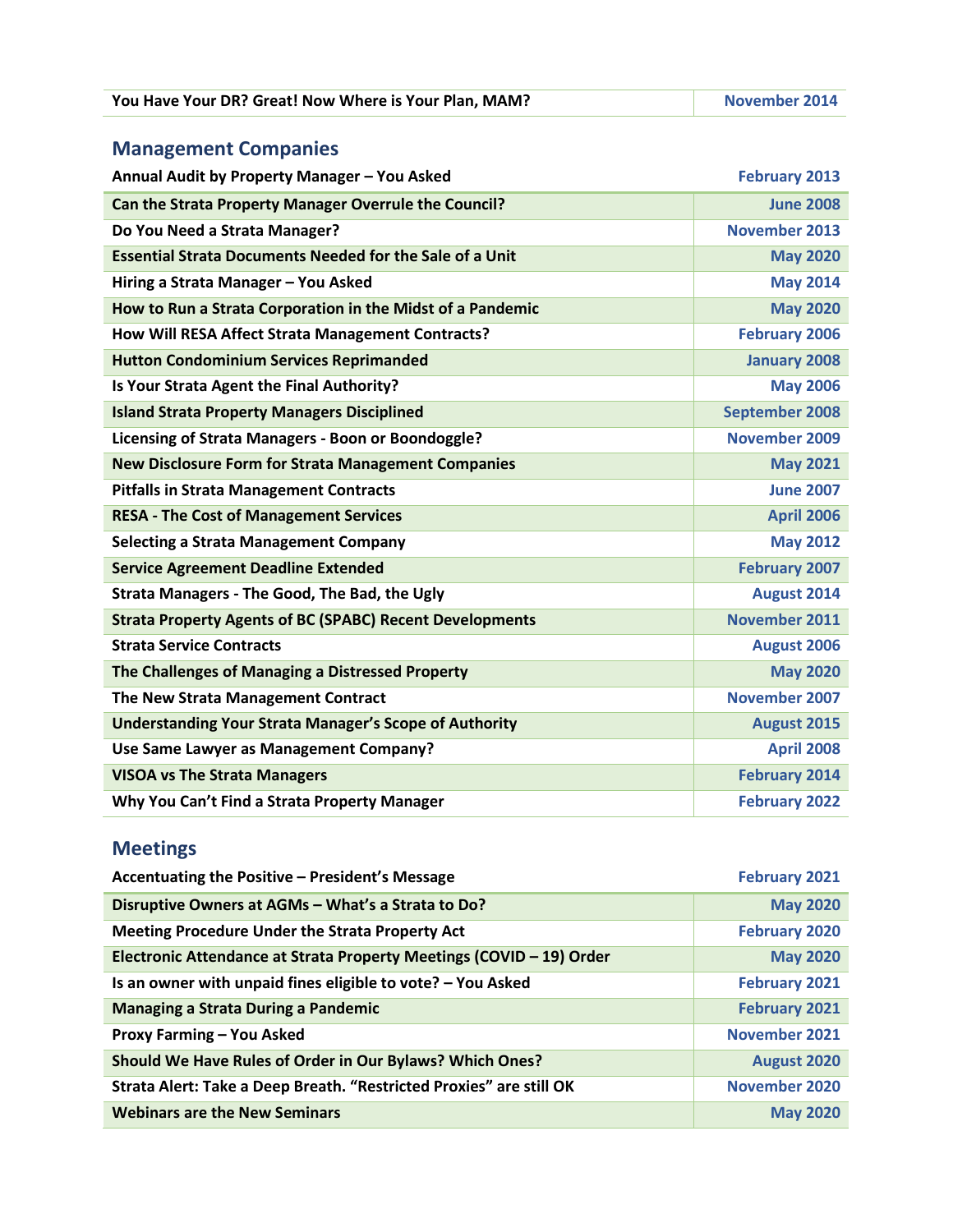| You Have Your DR? Great! Now Where is Your Plan, MAM? | November 2014 |
|---|---|

## Management Companies

| Annual Audit by Property Manager – You Asked | February 2013 |
|---|---|
| Can the Strata Property Manager Overrule the Council? | June 2008 |
| Do You Need a Strata Manager? | November 2013 |
| Essential Strata Documents Needed for the Sale of a Unit | May 2020 |
| Hiring a Strata Manager – You Asked | May 2014 |
| How to Run a Strata Corporation in the Midst of a Pandemic | May 2020 |
| How Will RESA Affect Strata Management Contracts? | February 2006 |
| Hutton Condominium Services Reprimanded | January 2008 |
| Is Your Strata Agent the Final Authority? | May 2006 |
| Island Strata Property Managers Disciplined | September 2008 |
| Licensing of Strata Managers - Boon or Boondoggle? | November 2009 |
| New Disclosure Form for Strata Management Companies | May 2021 |
| Pitfalls in Strata Management Contracts | June 2007 |
| RESA - The Cost of Management Services | April 2006 |
| Selecting a Strata Management Company | May 2012 |
| Service Agreement Deadline Extended | February 2007 |
| Strata Managers - The Good, The Bad, the Ugly | August 2014 |
| Strata Property Agents of BC (SPABC) Recent Developments | November 2011 |
| Strata Service Contracts | August 2006 |
| The Challenges of Managing a Distressed Property | May 2020 |
| The New Strata Management Contract | November 2007 |
| Understanding Your Strata Manager's Scope of Authority | August 2015 |
| Use Same Lawyer as Management Company? | April 2008 |
| VISOA vs The Strata Managers | February 2014 |
| Why You Can't Find a Strata Property Manager | February 2022 |

## Meetings

| Accentuating the Positive – President's Message | February 2021 |
|---|---|
| Disruptive Owners at AGMs – What's a Strata to Do? | May 2020 |
| Meeting Procedure Under the Strata Property Act | February 2020 |
| Electronic Attendance at Strata Property Meetings (COVID – 19) Order | May 2020 |
| Is an owner with unpaid fines eligible to vote? – You Asked | February 2021 |
| Managing a Strata During a Pandemic | February 2021 |
| Proxy Farming – You Asked | November 2021 |
| Should We Have Rules of Order in Our Bylaws? Which Ones? | August 2020 |
| Strata Alert: Take a Deep Breath. "Restricted Proxies" are still OK | November 2020 |
| Webinars are the New Seminars | May 2020 |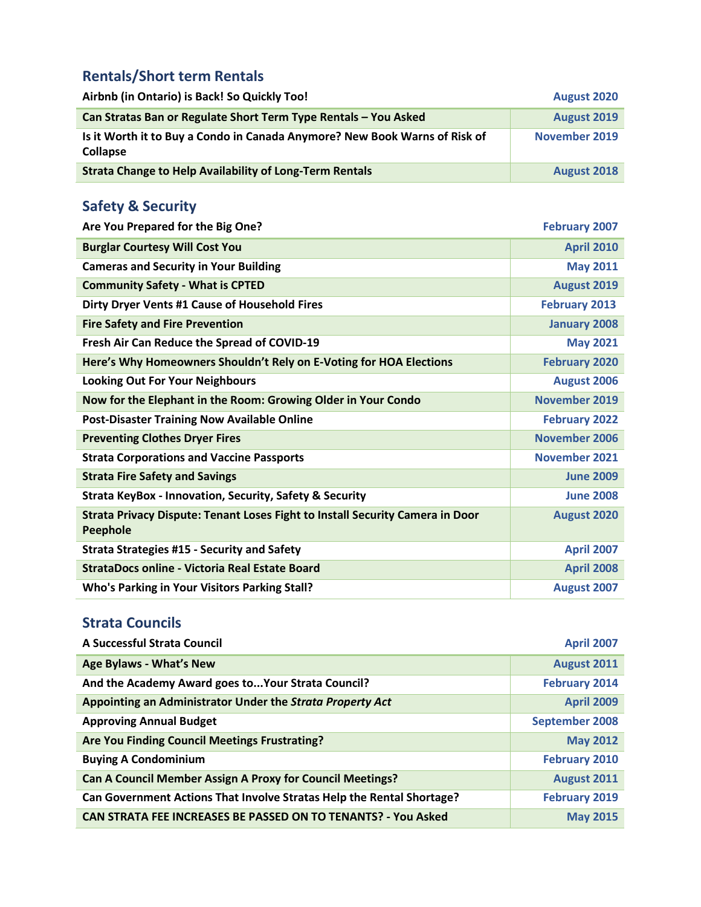## Rentals/Short term Rentals

| Airbnb (in Ontario) is Back! So Quickly Too! | August 2020 |
|---|---|
| Can Stratas Ban or Regulate Short Term Type Rentals – You Asked | August 2019 |
| Is it Worth it to Buy a Condo in Canada Anymore? New Book Warns of Risk of Collapse | November 2019 |
| Strata Change to Help Availability of Long-Term Rentals | August 2018 |

## Safety & Security

| Are You Prepared for the Big One? | February 2007 |
|---|---|
| Burglar Courtesy Will Cost You | April 2010 |
| Cameras and Security in Your Building | May 2011 |
| Community Safety - What is CPTED | August 2019 |
| Dirty Dryer Vents #1 Cause of Household Fires | February 2013 |
| Fire Safety and Fire Prevention | January 2008 |
| Fresh Air Can Reduce the Spread of COVID-19 | May 2021 |
| Here's Why Homeowners Shouldn't Rely on E-Voting for HOA Elections | February 2020 |
| Looking Out For Your Neighbours | August 2006 |
| Now for the Elephant in the Room: Growing Older in Your Condo | November 2019 |
| Post-Disaster Training Now Available Online | February 2022 |
| Preventing Clothes Dryer Fires | November 2006 |
| Strata Corporations and Vaccine Passports | November 2021 |
| Strata Fire Safety and Savings | June 2009 |
| Strata KeyBox - Innovation, Security, Safety & Security | June 2008 |
| Strata Privacy Dispute: Tenant Loses Fight to Install Security Camera in Door Peephole | August 2020 |
| Strata Strategies #15 - Security and Safety | April 2007 |
| StrataDocs online - Victoria Real Estate Board | April 2008 |
| Who's Parking in Your Visitors Parking Stall? | August 2007 |

## Strata Councils

| A Successful Strata Council | April 2007 |
|---|---|
| Age Bylaws - What's New | August 2011 |
| And the Academy Award goes to...Your Strata Council? | February 2014 |
| Appointing an Administrator Under the *Strata Property Act* | April 2009 |
| Approving Annual Budget | September 2008 |
| Are You Finding Council Meetings Frustrating? | May 2012 |
| Buying A Condominium | February 2010 |
| Can A Council Member Assign A Proxy for Council Meetings? | August 2011 |
| Can Government Actions That Involve Stratas Help the Rental Shortage? | February 2019 |
| CAN STRATA FEE INCREASES BE PASSED ON TO TENANTS? - You Asked | May 2015 |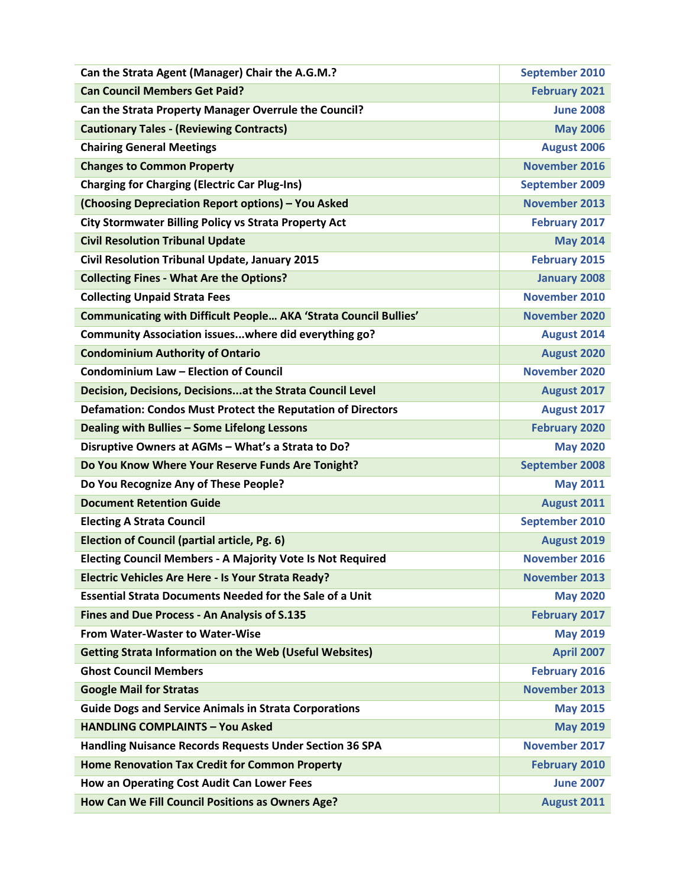| | |
|---|---|
| Can the Strata Agent (Manager) Chair the A.G.M.? | September 2010 |
| Can Council Members Get Paid? | February 2021 |
| Can the Strata Property Manager Overrule the Council? | June 2008 |
| Cautionary Tales - (Reviewing Contracts) | May 2006 |
| Chairing General Meetings | August 2006 |
| Changes to Common Property | November 2016 |
| Charging for Charging (Electric Car Plug-Ins) | September 2009 |
| (Choosing Depreciation Report options) – You Asked | November 2013 |
| City Stormwater Billing Policy vs Strata Property Act | February 2017 |
| Civil Resolution Tribunal Update | May 2014 |
| Civil Resolution Tribunal Update, January 2015 | February 2015 |
| Collecting Fines - What Are the Options? | January 2008 |
| Collecting Unpaid Strata Fees | November 2010 |
| Communicating with Difficult People… AKA 'Strata Council Bullies' | November 2020 |
| Community Association issues...where did everything go? | August 2014 |
| Condominium Authority of Ontario | August 2020 |
| Condominium Law – Election of Council | November 2020 |
| Decision, Decisions, Decisions...at the Strata Council Level | August 2017 |
| Defamation: Condos Must Protect the Reputation of Directors | August 2017 |
| Dealing with Bullies – Some Lifelong Lessons | February 2020 |
| Disruptive Owners at AGMs – What's a Strata to Do? | May 2020 |
| Do You Know Where Your Reserve Funds Are Tonight? | September 2008 |
| Do You Recognize Any of These People? | May 2011 |
| Document Retention Guide | August 2011 |
| Electing A Strata Council | September 2010 |
| Election of Council (partial article, Pg. 6) | August 2019 |
| Electing Council Members - A Majority Vote Is Not Required | November 2016 |
| Electric Vehicles Are Here - Is Your Strata Ready? | November 2013 |
| Essential Strata Documents Needed for the Sale of a Unit | May 2020 |
| Fines and Due Process - An Analysis of S.135 | February 2017 |
| From Water-Waster to Water-Wise | May 2019 |
| Getting Strata Information on the Web (Useful Websites) | April 2007 |
| Ghost Council Members | February 2016 |
| Google Mail for Stratas | November 2013 |
| Guide Dogs and Service Animals in Strata Corporations | May 2015 |
| HANDLING COMPLAINTS – You Asked | May 2019 |
| Handling Nuisance Records Requests Under Section 36 SPA | November 2017 |
| Home Renovation Tax Credit for Common Property | February 2010 |
| How an Operating Cost Audit Can Lower Fees | June 2007 |
| How Can We Fill Council Positions as Owners Age? | August 2011 |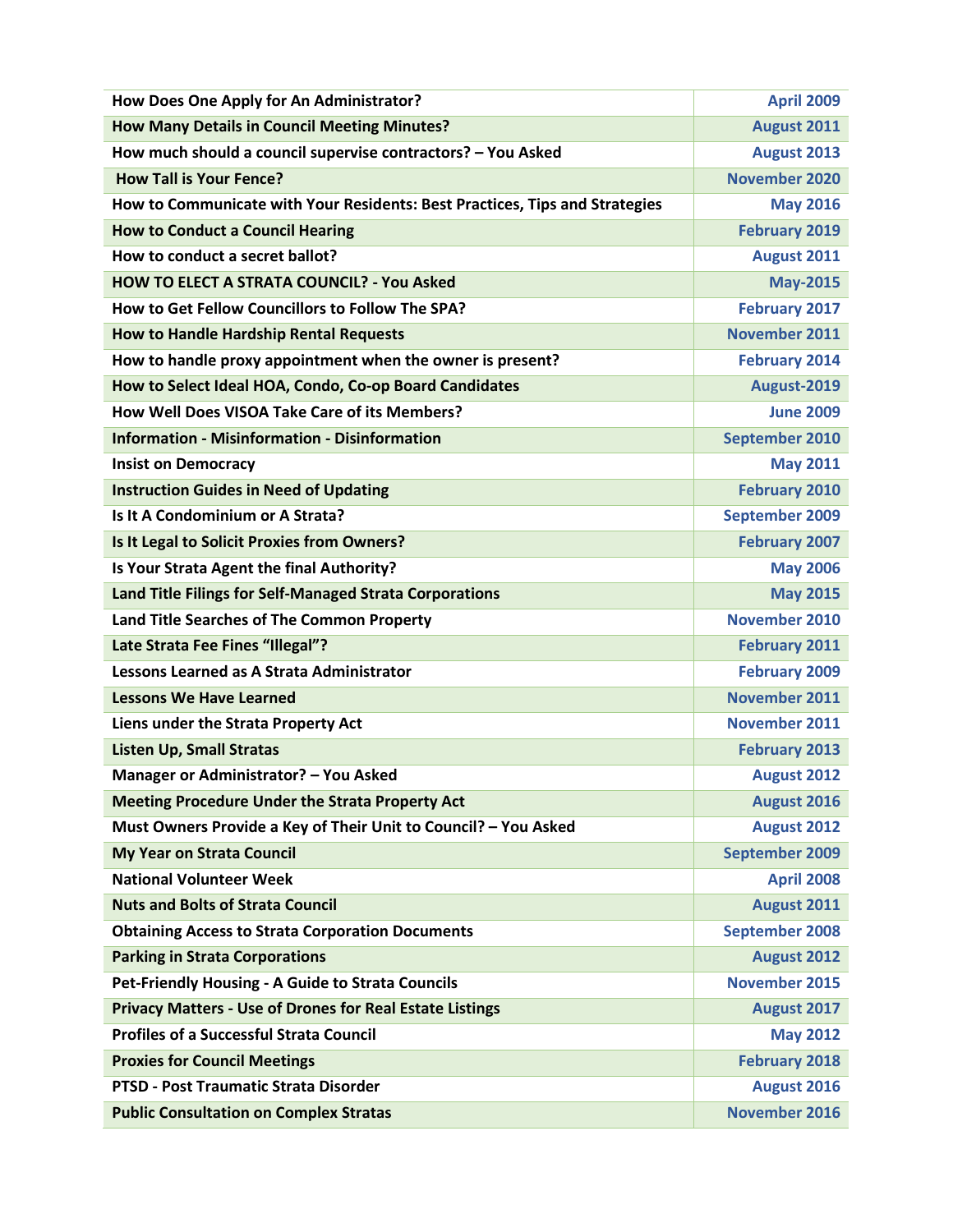| How Does One Apply for An Administrator? | April 2009 |
|---|---|
| How Many Details in Council Meeting Minutes? | August 2011 |
| How much should a council supervise contractors? – You Asked | August 2013 |
| How Tall is Your Fence? | November 2020 |
| How to Communicate with Your Residents: Best Practices, Tips and Strategies | May 2016 |
| How to Conduct a Council Hearing | February 2019 |
| How to conduct a secret ballot? | August 2011 |
| HOW TO ELECT A STRATA COUNCIL? - You Asked | May-2015 |
| How to Get Fellow Councillors to Follow The SPA? | February 2017 |
| How to Handle Hardship Rental Requests | November 2011 |
| How to handle proxy appointment when the owner is present? | February 2014 |
| How to Select Ideal HOA, Condo, Co-op Board Candidates | August-2019 |
| How Well Does VISOA Take Care of its Members? | June 2009 |
| Information - Misinformation - Disinformation | September 2010 |
| Insist on Democracy | May 2011 |
| Instruction Guides in Need of Updating | February 2010 |
| Is It A Condominium or A Strata? | September 2009 |
| Is It Legal to Solicit Proxies from Owners? | February 2007 |
| Is Your Strata Agent the final Authority? | May 2006 |
| Land Title Filings for Self-Managed Strata Corporations | May 2015 |
| Land Title Searches of The Common Property | November 2010 |
| Late Strata Fee Fines "Illegal"? | February 2011 |
| Lessons Learned as A Strata Administrator | February 2009 |
| Lessons We Have Learned | November 2011 |
| Liens under the Strata Property Act | November 2011 |
| Listen Up, Small Stratas | February 2013 |
| Manager or Administrator? – You Asked | August 2012 |
| Meeting Procedure Under the Strata Property Act | August 2016 |
| Must Owners Provide a Key of Their Unit to Council? – You Asked | August 2012 |
| My Year on Strata Council | September 2009 |
| National Volunteer Week | April 2008 |
| Nuts and Bolts of Strata Council | August 2011 |
| Obtaining Access to Strata Corporation Documents | September 2008 |
| Parking in Strata Corporations | August 2012 |
| Pet-Friendly Housing - A Guide to Strata Councils | November 2015 |
| Privacy Matters - Use of Drones for Real Estate Listings | August 2017 |
| Profiles of a Successful Strata Council | May 2012 |
| Proxies for Council Meetings | February 2018 |
| PTSD - Post Traumatic Strata Disorder | August 2016 |
| Public Consultation on Complex Stratas | November 2016 |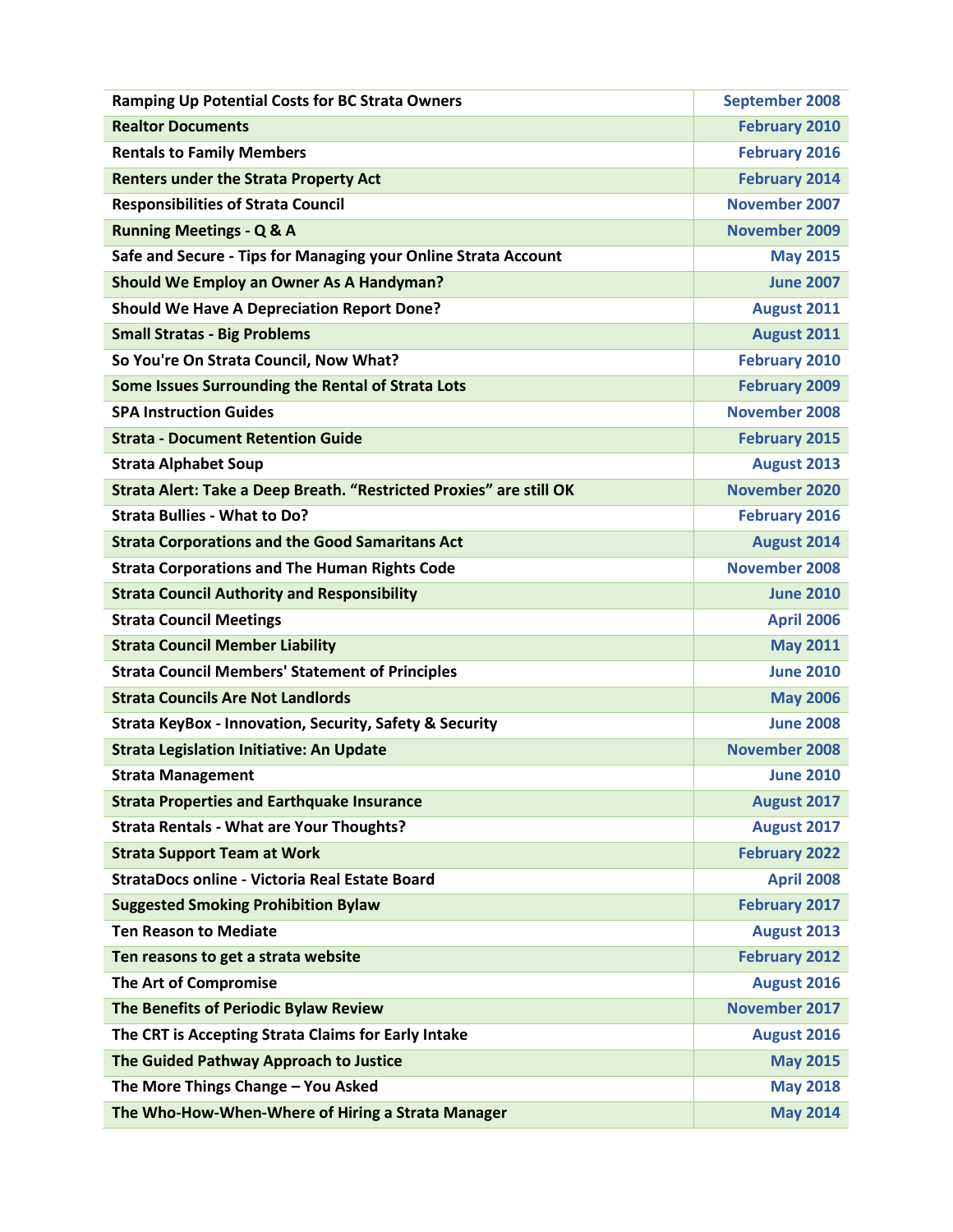| Ramping Up Potential Costs for BC Strata Owners | September 2008 |
|---|---|
| Realtor Documents | February 2010 |
| Rentals to Family Members | February 2016 |
| Renters under the Strata Property Act | February 2014 |
| Responsibilities of Strata Council | November 2007 |
| Running Meetings - Q & A | November 2009 |
| Safe and Secure - Tips for Managing your Online Strata Account | May 2015 |
| Should We Employ an Owner As A Handyman? | June 2007 |
| Should We Have A Depreciation Report Done? | August 2011 |
| Small Stratas - Big Problems | August 2011 |
| So You're On Strata Council, Now What? | February 2010 |
| Some Issues Surrounding the Rental of Strata Lots | February 2009 |
| SPA Instruction Guides | November 2008 |
| Strata - Document Retention Guide | February 2015 |
| Strata Alphabet Soup | August 2013 |
| Strata Alert: Take a Deep Breath. “Restricted Proxies” are still OK | November 2020 |
| Strata Bullies - What to Do? | February 2016 |
| Strata Corporations and the Good Samaritans Act | August 2014 |
| Strata Corporations and The Human Rights Code | November 2008 |
| Strata Council Authority and Responsibility | June 2010 |
| Strata Council Meetings | April 2006 |
| Strata Council Member Liability | May 2011 |
| Strata Council Members' Statement of Principles | June 2010 |
| Strata Councils Are Not Landlords | May 2006 |
| Strata KeyBox - Innovation, Security, Safety & Security | June 2008 |
| Strata Legislation Initiative: An Update | November 2008 |
| Strata Management | June 2010 |
| Strata Properties and Earthquake Insurance | August 2017 |
| Strata Rentals - What are Your Thoughts? | August 2017 |
| Strata Support Team at Work | February 2022 |
| StrataDocs online - Victoria Real Estate Board | April 2008 |
| Suggested Smoking Prohibition Bylaw | February 2017 |
| Ten Reason to Mediate | August 2013 |
| Ten reasons to get a strata website | February 2012 |
| The Art of Compromise | August 2016 |
| The Benefits of Periodic Bylaw Review | November 2017 |
| The CRT is Accepting Strata Claims for Early Intake | August 2016 |
| The Guided Pathway Approach to Justice | May 2015 |
| The More Things Change – You Asked | May 2018 |
| The Who-How-When-Where of Hiring a Strata Manager | May 2014 |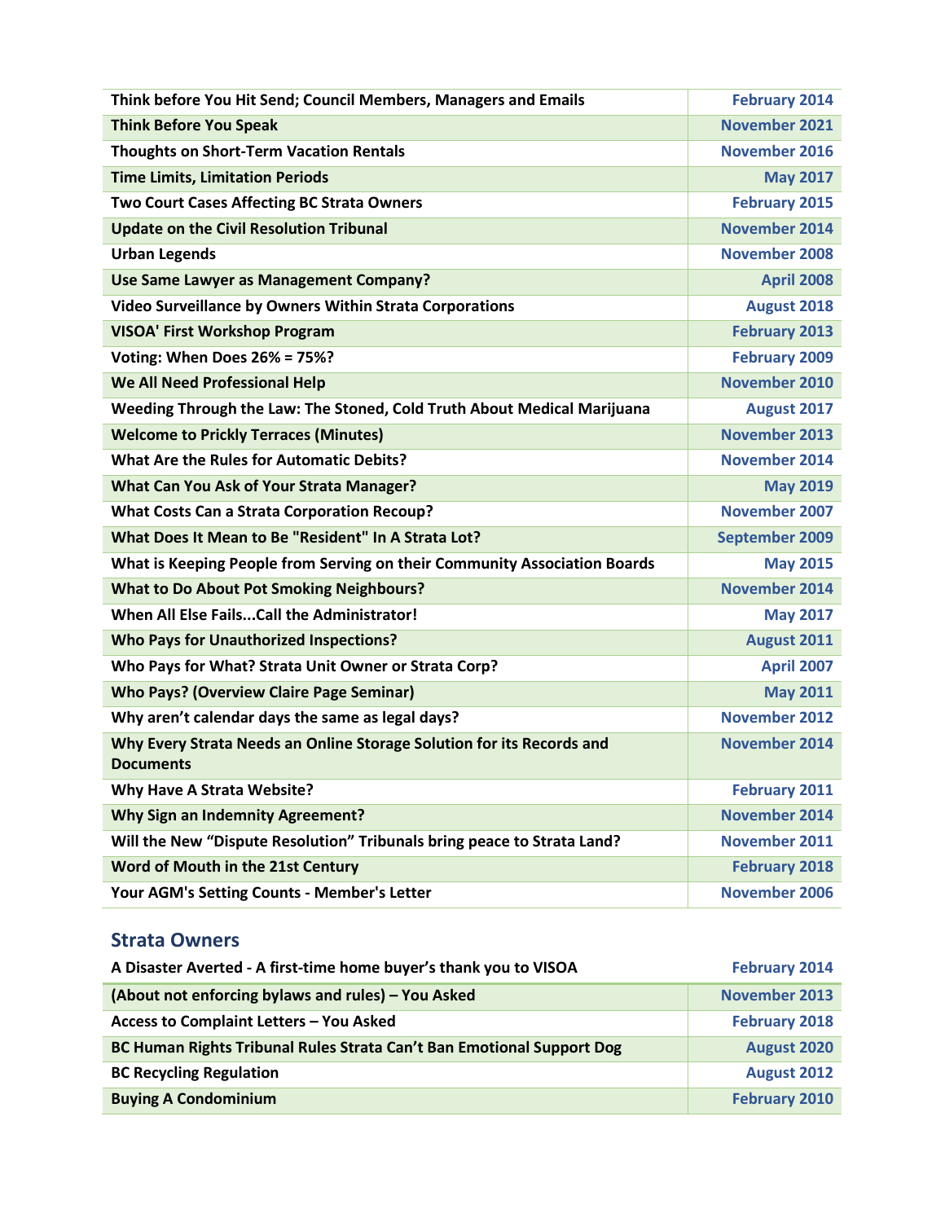| | |
|---|---|
| Think before You Hit Send; Council Members, Managers and Emails | February 2014 |
| Think Before You Speak | November 2021 |
| Thoughts on Short-Term Vacation Rentals | November 2016 |
| Time Limits, Limitation Periods | May 2017 |
| Two Court Cases Affecting BC Strata Owners | February 2015 |
| Update on the Civil Resolution Tribunal | November 2014 |
| Urban Legends | November 2008 |
| Use Same Lawyer as Management Company? | April 2008 |
| Video Surveillance by Owners Within Strata Corporations | August 2018 |
| VISOA' First Workshop Program | February 2013 |
| Voting: When Does 26% = 75%? | February 2009 |
| We All Need Professional Help | November 2010 |
| Weeding Through the Law: The Stoned, Cold Truth About Medical Marijuana | August 2017 |
| Welcome to Prickly Terraces (Minutes) | November 2013 |
| What Are the Rules for Automatic Debits? | November 2014 |
| What Can You Ask of Your Strata Manager? | May 2019 |
| What Costs Can a Strata Corporation Recoup? | November 2007 |
| What Does It Mean to Be "Resident" In A Strata Lot? | September 2009 |
| What is Keeping People from Serving on their Community Association Boards | May 2015 |
| What to Do About Pot Smoking Neighbours? | November 2014 |
| When All Else Fails...Call the Administrator! | May 2017 |
| Who Pays for Unauthorized Inspections? | August 2011 |
| Who Pays for What? Strata Unit Owner or Strata Corp? | April 2007 |
| Who Pays? (Overview Claire Page Seminar) | May 2011 |
| Why aren't calendar days the same as legal days? | November 2012 |
| Why Every Strata Needs an Online Storage Solution for its Records and Documents | November 2014 |
| Why Have A Strata Website? | February 2011 |
| Why Sign an Indemnity Agreement? | November 2014 |
| Will the New "Dispute Resolution" Tribunals bring peace to Strata Land? | November 2011 |
| Word of Mouth in the 21st Century | February 2018 |
| Your AGM's Setting Counts - Member's Letter | November 2006 |

## Strata Owners

| | |
|---|---|
| A Disaster Averted - A first-time home buyer's thank you to VISOA | February 2014 |
| (About not enforcing bylaws and rules) – You Asked | November 2013 |
| Access to Complaint Letters – You Asked | February 2018 |
| BC Human Rights Tribunal Rules Strata Can't Ban Emotional Support Dog | August 2020 |
| BC Recycling Regulation | August 2012 |
| Buying A Condominium | February 2010 |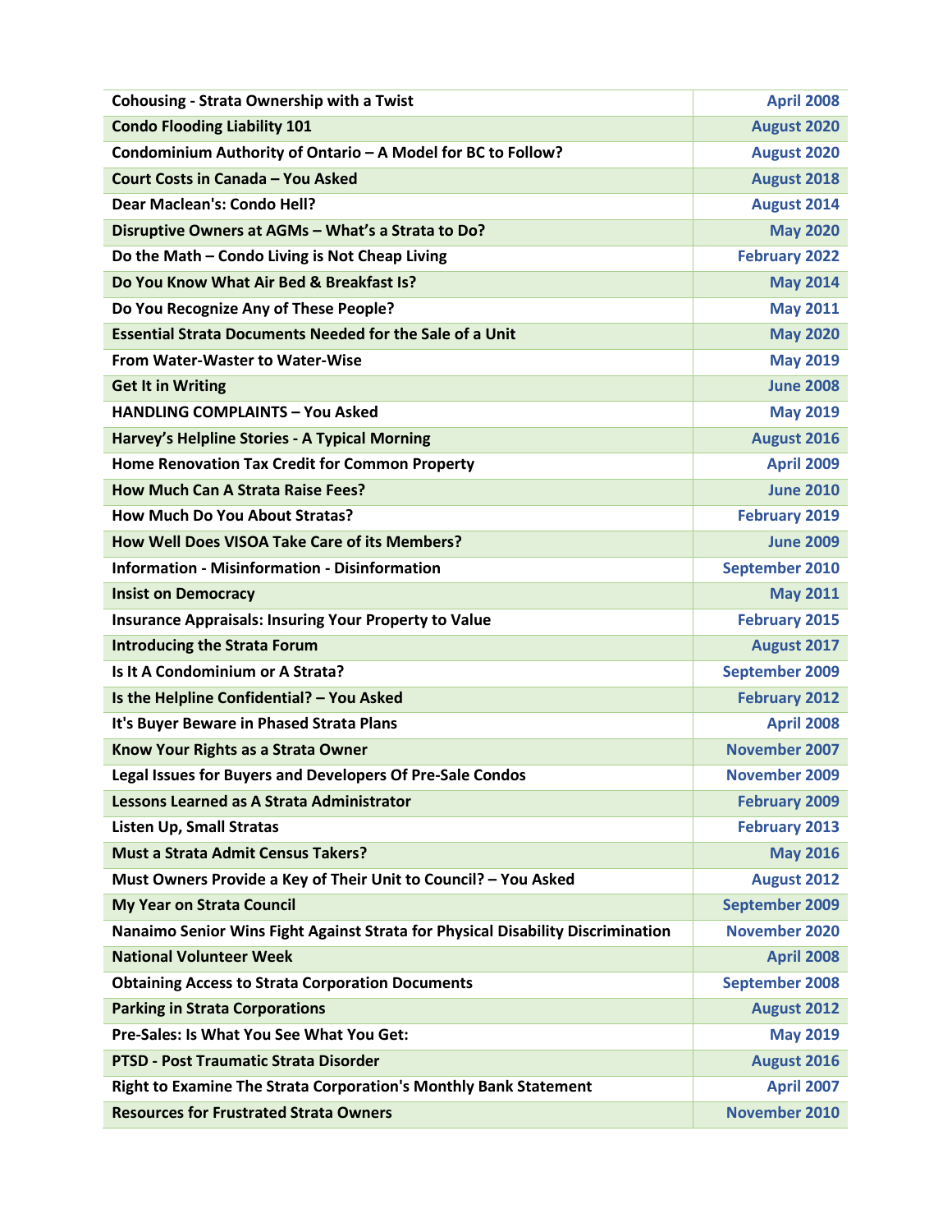| | |
|---|---|
| **Cohousing - Strata Ownership with a Twist** | **April 2008** |
| **Condo Flooding Liability 101** | **August 2020** |
| **Condominium Authority of Ontario – A Model for BC to Follow?** | **August 2020** |
| **Court Costs in Canada – You Asked** | **August 2018** |
| **Dear Maclean's: Condo Hell?** | **August 2014** |
| **Disruptive Owners at AGMs – What's a Strata to Do?** | **May 2020** |
| **Do the Math – Condo Living is Not Cheap Living** | **February 2022** |
| **Do You Know What Air Bed & Breakfast Is?** | **May 2014** |
| **Do You Recognize Any of These People?** | **May 2011** |
| **Essential Strata Documents Needed for the Sale of a Unit** | **May 2020** |
| **From Water-Waster to Water-Wise** | **May 2019** |
| **Get It in Writing** | **June 2008** |
| **HANDLING COMPLAINTS – You Asked** | **May 2019** |
| **Harvey's Helpline Stories - A Typical Morning** | **August 2016** |
| **Home Renovation Tax Credit for Common Property** | **April 2009** |
| **How Much Can A Strata Raise Fees?** | **June 2010** |
| **How Much Do You About Stratas?** | **February 2019** |
| **How Well Does VISOA Take Care of its Members?** | **June 2009** |
| **Information - Misinformation - Disinformation** | **September 2010** |
| **Insist on Democracy** | **May 2011** |
| **Insurance Appraisals: Insuring Your Property to Value** | **February 2015** |
| **Introducing the Strata Forum** | **August 2017** |
| **Is It A Condominium or A Strata?** | **September 2009** |
| **Is the Helpline Confidential? – You Asked** | **February 2012** |
| **It's Buyer Beware in Phased Strata Plans** | **April 2008** |
| **Know Your Rights as a Strata Owner** | **November 2007** |
| **Legal Issues for Buyers and Developers Of Pre-Sale Condos** | **November 2009** |
| **Lessons Learned as A Strata Administrator** | **February 2009** |
| **Listen Up, Small Stratas** | **February 2013** |
| **Must a Strata Admit Census Takers?** | **May 2016** |
| **Must Owners Provide a Key of Their Unit to Council? – You Asked** | **August 2012** |
| **My Year on Strata Council** | **September 2009** |
| **Nanaimo Senior Wins Fight Against Strata for Physical Disability Discrimination** | **November 2020** |
| **National Volunteer Week** | **April 2008** |
| **Obtaining Access to Strata Corporation Documents** | **September 2008** |
| **Parking in Strata Corporations** | **August 2012** |
| **Pre-Sales: Is What You See What You Get:** | **May 2019** |
| **PTSD - Post Traumatic Strata Disorder** | **August 2016** |
| **Right to Examine The Strata Corporation's Monthly Bank Statement** | **April 2007** |
| **Resources for Frustrated Strata Owners** | **November 2010** |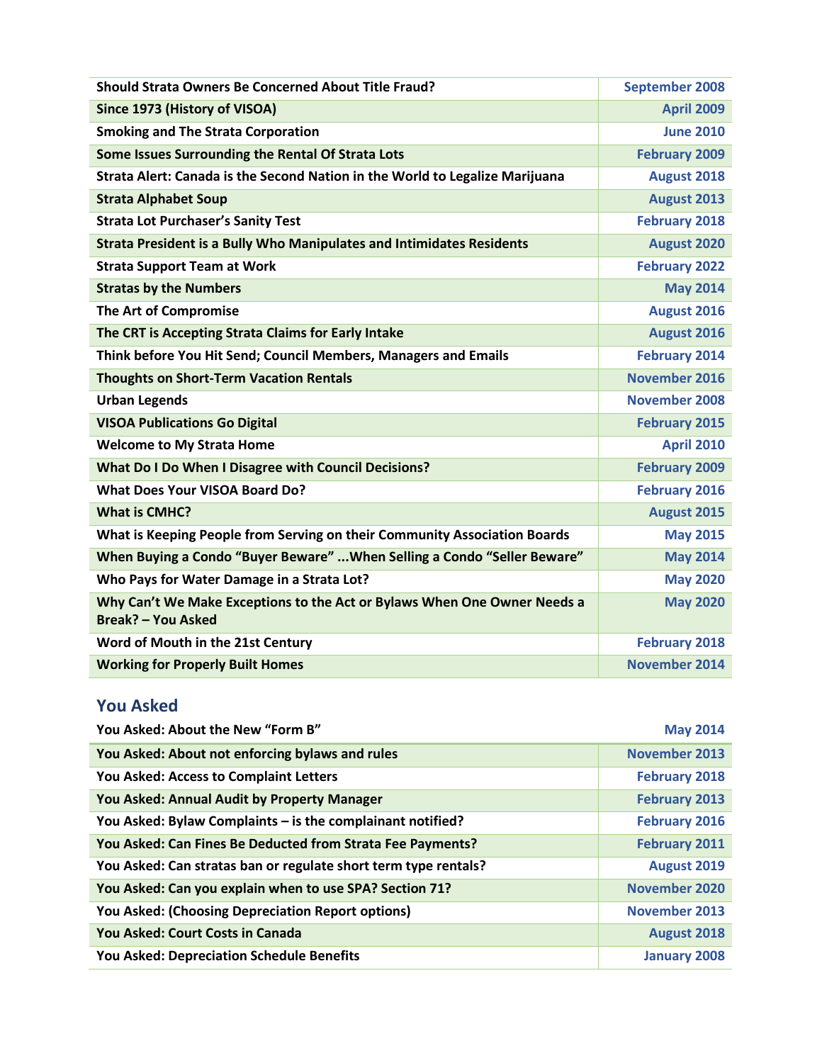| | |
|---|---|
| **Should Strata Owners Be Concerned About Title Fraud?** | **September 2008** |
| **Since 1973 (History of VISOA)** | **April 2009** |
| **Smoking and The Strata Corporation** | **June 2010** |
| **Some Issues Surrounding the Rental Of Strata Lots** | **February 2009** |
| **Strata Alert: Canada is the Second Nation in the World to Legalize Marijuana** | **August 2018** |
| **Strata Alphabet Soup** | **August 2013** |
| **Strata Lot Purchaser's Sanity Test** | **February 2018** |
| **Strata President is a Bully Who Manipulates and Intimidates Residents** | **August 2020** |
| **Strata Support Team at Work** | **February 2022** |
| **Stratas by the Numbers** | **May 2014** |
| **The Art of Compromise** | **August 2016** |
| **The CRT is Accepting Strata Claims for Early Intake** | **August 2016** |
| **Think before You Hit Send; Council Members, Managers and Emails** | **February 2014** |
| **Thoughts on Short-Term Vacation Rentals** | **November 2016** |
| **Urban Legends** | **November 2008** |
| **VISOA Publications Go Digital** | **February 2015** |
| **Welcome to My Strata Home** | **April 2010** |
| **What Do I Do When I Disagree with Council Decisions?** | **February 2009** |
| **What Does Your VISOA Board Do?** | **February 2016** |
| **What is CMHC?** | **August 2015** |
| **What is Keeping People from Serving on their Community Association Boards** | **May 2015** |
| **When Buying a Condo "Buyer Beware" ...When Selling a Condo "Seller Beware"** | **May 2014** |
| **Who Pays for Water Damage in a Strata Lot?** | **May 2020** |
| **Why Can't We Make Exceptions to the Act or Bylaws When One Owner Needs a Break? – You Asked** | **May 2020** |
| **Word of Mouth in the 21st Century** | **February 2018** |
| **Working for Properly Built Homes** | **November 2014** |

## You Asked

| | |
|---|---|
| **You Asked: About the New "Form B"** | **May 2014** |
| **You Asked: About not enforcing bylaws and rules** | **November 2013** |
| **You Asked: Access to Complaint Letters** | **February 2018** |
| **You Asked: Annual Audit by Property Manager** | **February 2013** |
| **You Asked: Bylaw Complaints – is the complainant notified?** | **February 2016** |
| **You Asked: Can Fines Be Deducted from Strata Fee Payments?** | **February 2011** |
| **You Asked: Can stratas ban or regulate short term type rentals?** | **August 2019** |
| **You Asked: Can you explain when to use SPA? Section 71?** | **November 2020** |
| **You Asked: (Choosing Depreciation Report options)** | **November 2013** |
| **You Asked: Court Costs in Canada** | **August 2018** |
| **You Asked: Depreciation Schedule Benefits** | **January 2008** |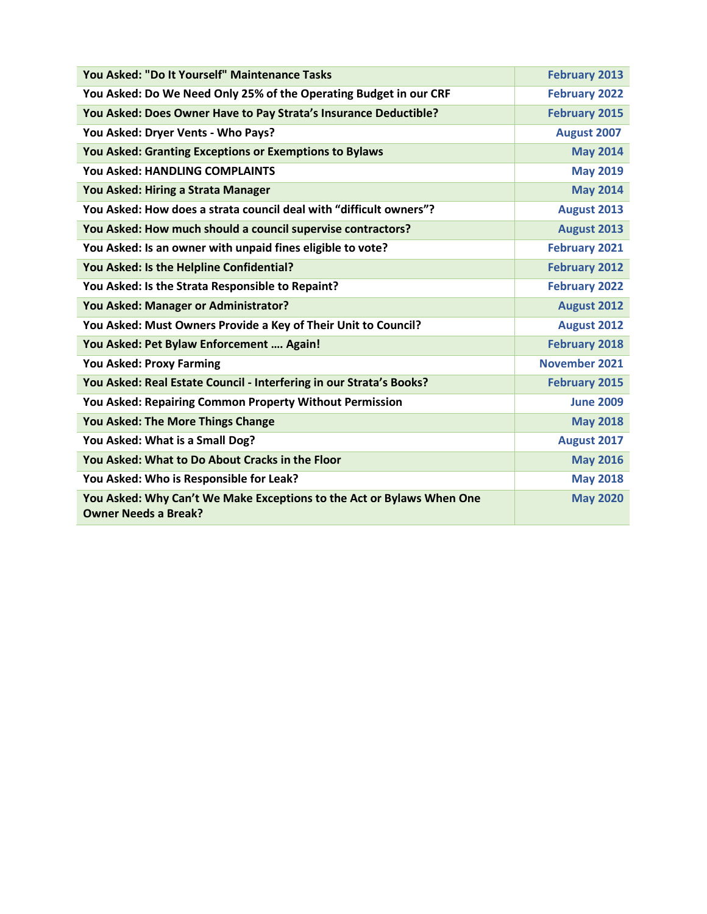| | |
|---|---|
| **You Asked: "Do It Yourself" Maintenance Tasks** | **February 2013** |
| **You Asked: Do We Need Only 25% of the Operating Budget in our CRF** | **February 2022** |
| **You Asked: Does Owner Have to Pay Strata's Insurance Deductible?** | **February 2015** |
| **You Asked: Dryer Vents - Who Pays?** | **August 2007** |
| **You Asked: Granting Exceptions or Exemptions to Bylaws** | **May 2014** |
| **You Asked: HANDLING COMPLAINTS** | **May 2019** |
| **You Asked: Hiring a Strata Manager** | **May 2014** |
| **You Asked: How does a strata council deal with "difficult owners"?** | **August 2013** |
| **You Asked: How much should a council supervise contractors?** | **August 2013** |
| **You Asked: Is an owner with unpaid fines eligible to vote?** | **February 2021** |
| **You Asked: Is the Helpline Confidential?** | **February 2012** |
| **You Asked: Is the Strata Responsible to Repaint?** | **February 2022** |
| **You Asked: Manager or Administrator?** | **August 2012** |
| **You Asked: Must Owners Provide a Key of Their Unit to Council?** | **August 2012** |
| **You Asked: Pet Bylaw Enforcement …. Again!** | **February 2018** |
| **You Asked: Proxy Farming** | **November 2021** |
| **You Asked: Real Estate Council - Interfering in our Strata's Books?** | **February 2015** |
| **You Asked: Repairing Common Property Without Permission** | **June 2009** |
| **You Asked: The More Things Change** | **May 2018** |
| **You Asked: What is a Small Dog?** | **August 2017** |
| **You Asked: What to Do About Cracks in the Floor** | **May 2016** |
| **You Asked: Who is Responsible for Leak?** | **May 2018** |
| **You Asked: Why Can't We Make Exceptions to the Act or Bylaws When One Owner Needs a Break?** | **May 2020** |